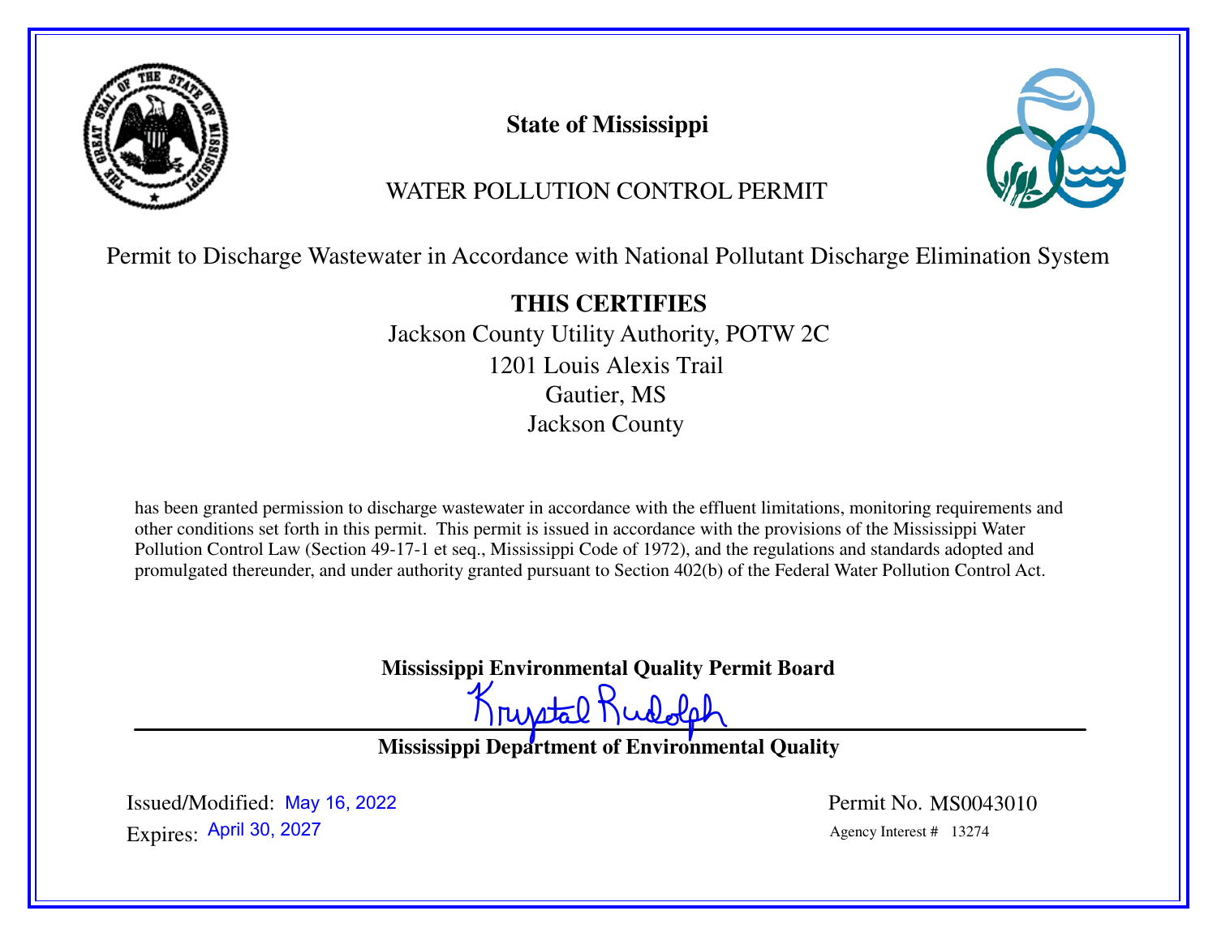# State of Mississippi

## WATER POLLUTION CONTROL PERMIT

Permit to Discharge Wastewater in Accordance with National Pollutant Discharge Elimination System

**THIS CERTIFIES**

Jackson County Utility Authority, POTW 2C
1201 Louis Alexis Trail
Gautier, MS
Jackson County

has been granted permission to discharge wastewater in accordance with the effluent limitations, monitoring requirements and other conditions set forth in this permit. This permit is issued in accordance with the provisions of the Mississippi Water Pollution Control Law (Section 49-17-1 et seq., Mississippi Code of 1972), and the regulations and standards adopted and promulgated thereunder, and under authority granted pursuant to Section 402(b) of the Federal Water Pollution Control Act.

**Mississippi Environmental Quality Permit Board**

Krystal Rudolph

**Mississippi Department of Environmental Quality**

Issued/Modified: May 16, 2022

Expires: April 30, 2027

Permit No. MS0043010

Agency Interest # 13274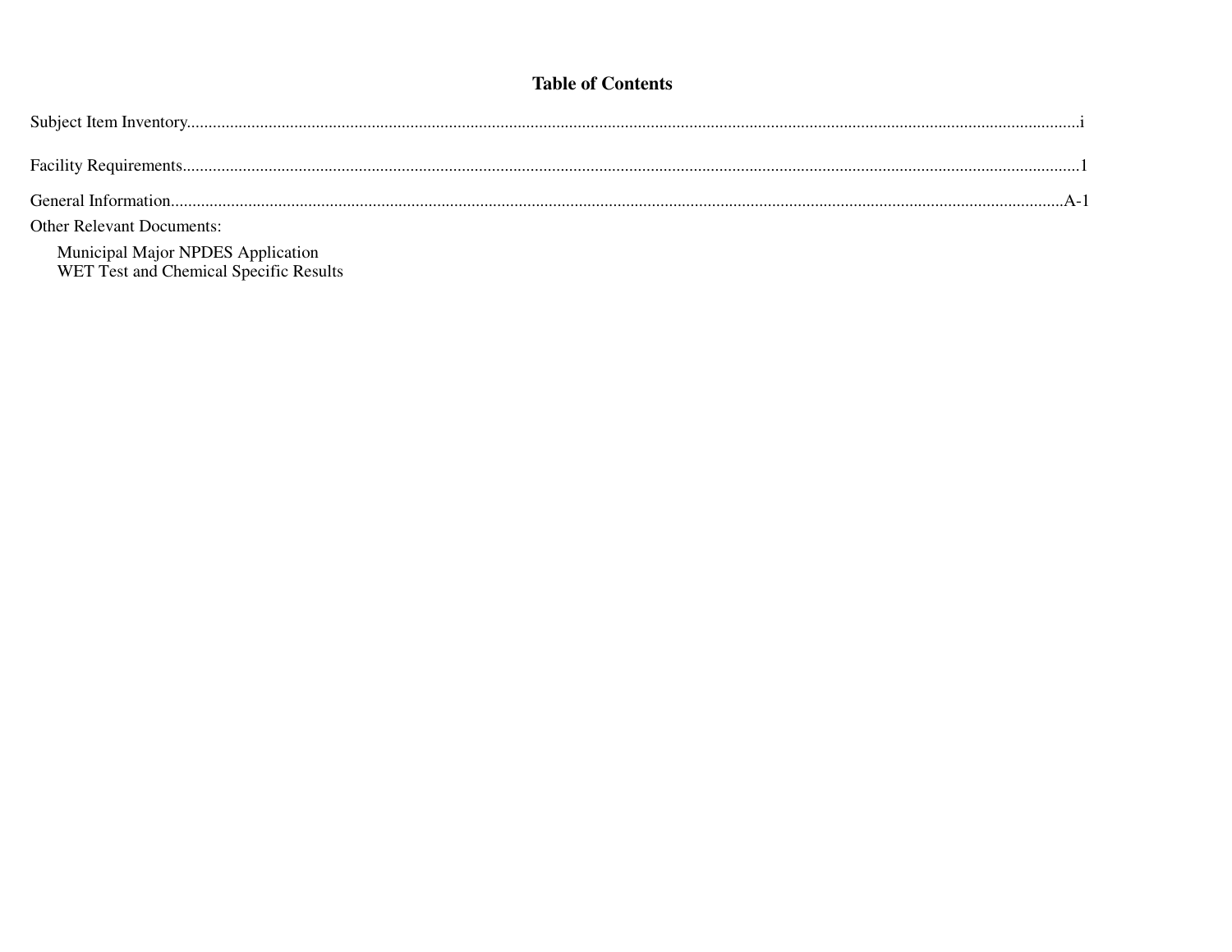# Table of Contents

Subject Item Inventory.....................................................................................................................................................................................i

Facility Requirements.....................................................................................................................................................................................1

General Information.....................................................................................................................................................................................A-1

Other Relevant Documents:

- Municipal Major NPDES Application
- WET Test and Chemical Specific Results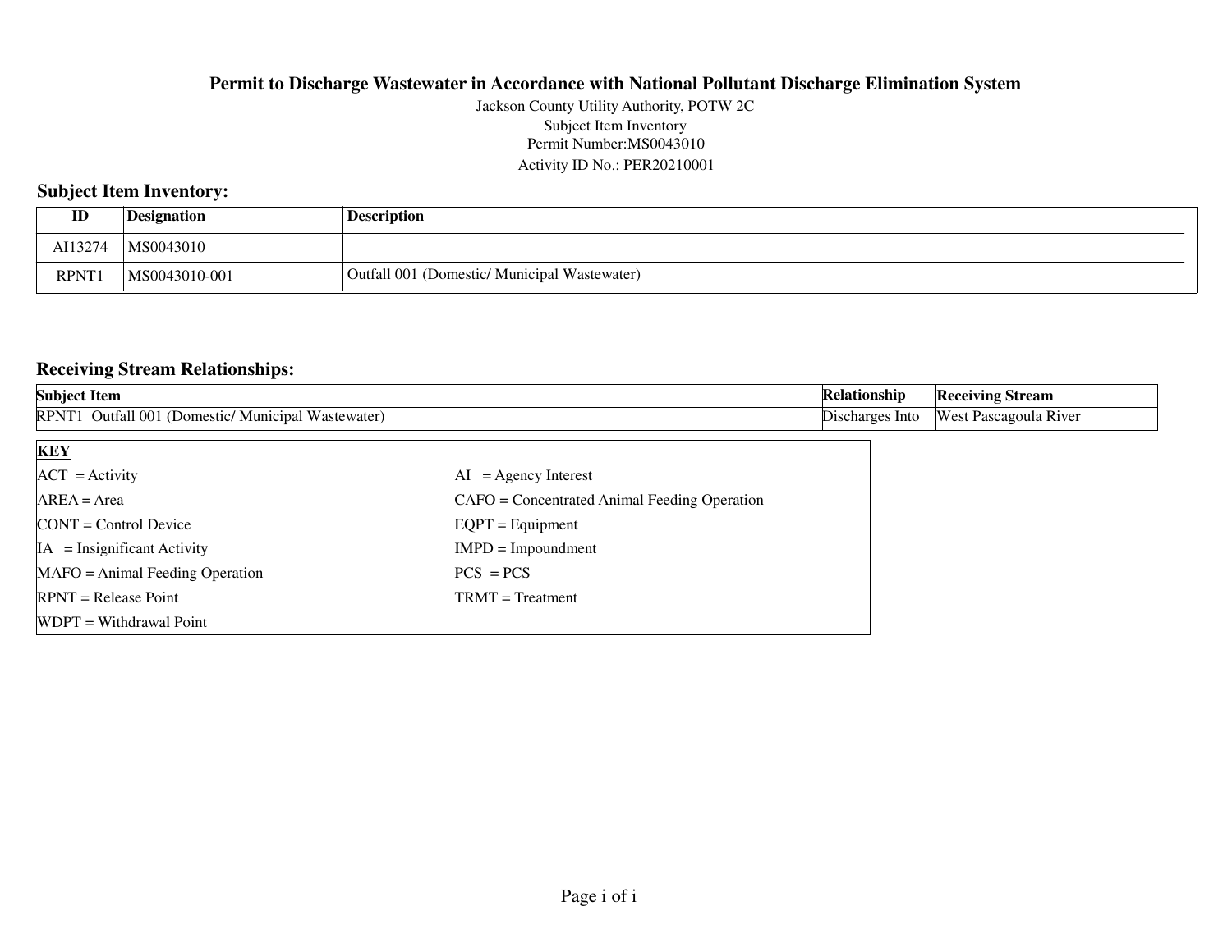**Permit to Discharge Wastewater in Accordance with National Pollutant Discharge Elimination System**

Jackson County Utility Authority, POTW 2C
Subject Item Inventory
Permit Number:MS0043010
Activity ID No.: PER20210001

## Subject Item Inventory:

| ID | Designation | Description |
|---|---|---|
| AI13274 | MS0043010 | |
| RPNT1 | MS0043010-001 | Outfall 001 (Domestic/ Municipal Wastewater) |

## Receiving Stream Relationships:

| Subject Item | Relationship | Receiving Stream |
|---|---|---|
| RPNT1 Outfall 001 (Domestic/ Municipal Wastewater) | Discharges Into | West Pascagoula River |

**KEY**

| | |
|---|---|
| ACT = Activity | AI = Agency Interest |
| AREA = Area | CAFO = Concentrated Animal Feeding Operation |
| CONT = Control Device | EQPT = Equipment |
| IA = Insignificant Activity | IMPD = Impoundment |
| MAFO = Animal Feeding Operation | PCS = PCS |
| RPNT = Release Point | TRMT = Treatment |
| WDPT = Withdrawal Point | |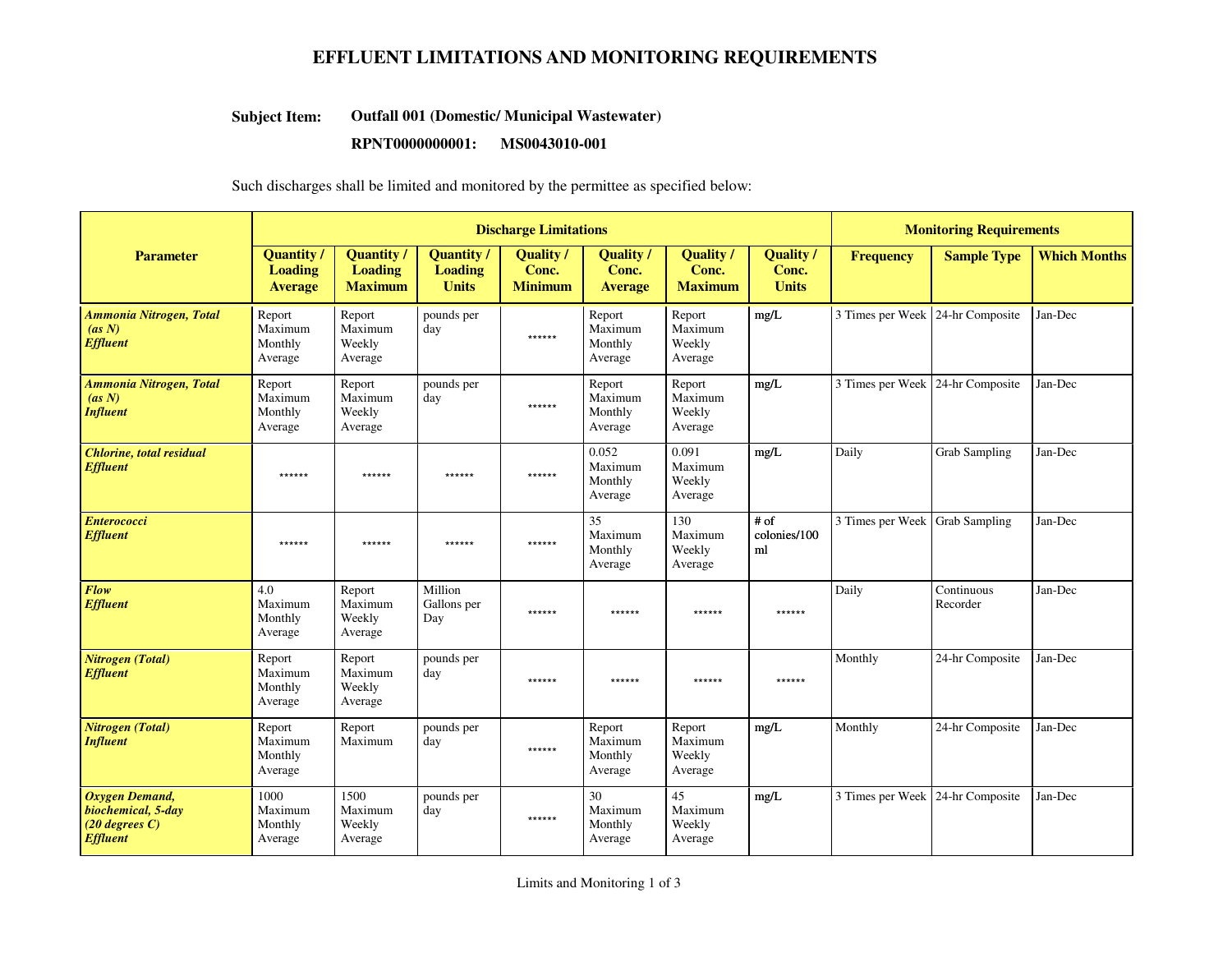# EFFLUENT LIMITATIONS AND MONITORING REQUIREMENTS

**Subject Item:** **Outfall 001 (Domestic/ Municipal Wastewater)**

**RPNT0000000001: MS0043010-001**

Such discharges shall be limited and monitored by the permittee as specified below:

| Parameter | Discharge Limitations | | | | | | | Monitoring Requirements | | |
|---|---|---|---|---|---|---|---|---|---|---|
| | Quantity / Loading Average | Quantity / Loading Maximum | Quantity / Loading Units | Quality / Conc. Minimum | Quality / Conc. Average | Quality / Conc. Maximum | Quality / Conc. Units | Frequency | Sample Type | Which Months |
| ***Ammonia Nitrogen, Total (as N) Effluent*** | Report Maximum Monthly Average | Report Maximum Weekly Average | pounds per day | ****** | Report Maximum Monthly Average | Report Maximum Weekly Average | mg/L | 3 Times per Week | 24-hr Composite | Jan-Dec |
| ***Ammonia Nitrogen, Total (as N) Influent*** | Report Maximum Monthly Average | Report Maximum Weekly Average | pounds per day | ****** | Report Maximum Monthly Average | Report Maximum Weekly Average | mg/L | 3 Times per Week | 24-hr Composite | Jan-Dec |
| ***Chlorine, total residual Effluent*** | ****** | ****** | ****** | ****** | 0.052 Maximum Monthly Average | 0.091 Maximum Weekly Average | mg/L | Daily | Grab Sampling | Jan-Dec |
| ***Enterococci Effluent*** | ****** | ****** | ****** | ****** | 35 Maximum Monthly Average | 130 Maximum Weekly Average | # of colonies/100 ml | 3 Times per Week | Grab Sampling | Jan-Dec |
| ***Flow Effluent*** | 4.0 Maximum Monthly Average | Report Maximum Weekly Average | Million Gallons per Day | ****** | ****** | ****** | ****** | Daily | Continuous Recorder | Jan-Dec |
| ***Nitrogen (Total) Effluent*** | Report Maximum Monthly Average | Report Maximum Weekly Average | pounds per day | ****** | ****** | ****** | ****** | Monthly | 24-hr Composite | Jan-Dec |
| ***Nitrogen (Total) Influent*** | Report Maximum Monthly Average | Report Maximum | pounds per day | ****** | Report Maximum Monthly Average | Report Maximum Weekly Average | mg/L | Monthly | 24-hr Composite | Jan-Dec |
| ***Oxygen Demand, biochemical, 5-day (20 degrees C) Effluent*** | 1000 Maximum Monthly Average | 1500 Maximum Weekly Average | pounds per day | ****** | 30 Maximum Monthly Average | 45 Maximum Weekly Average | mg/L | 3 Times per Week | 24-hr Composite | Jan-Dec |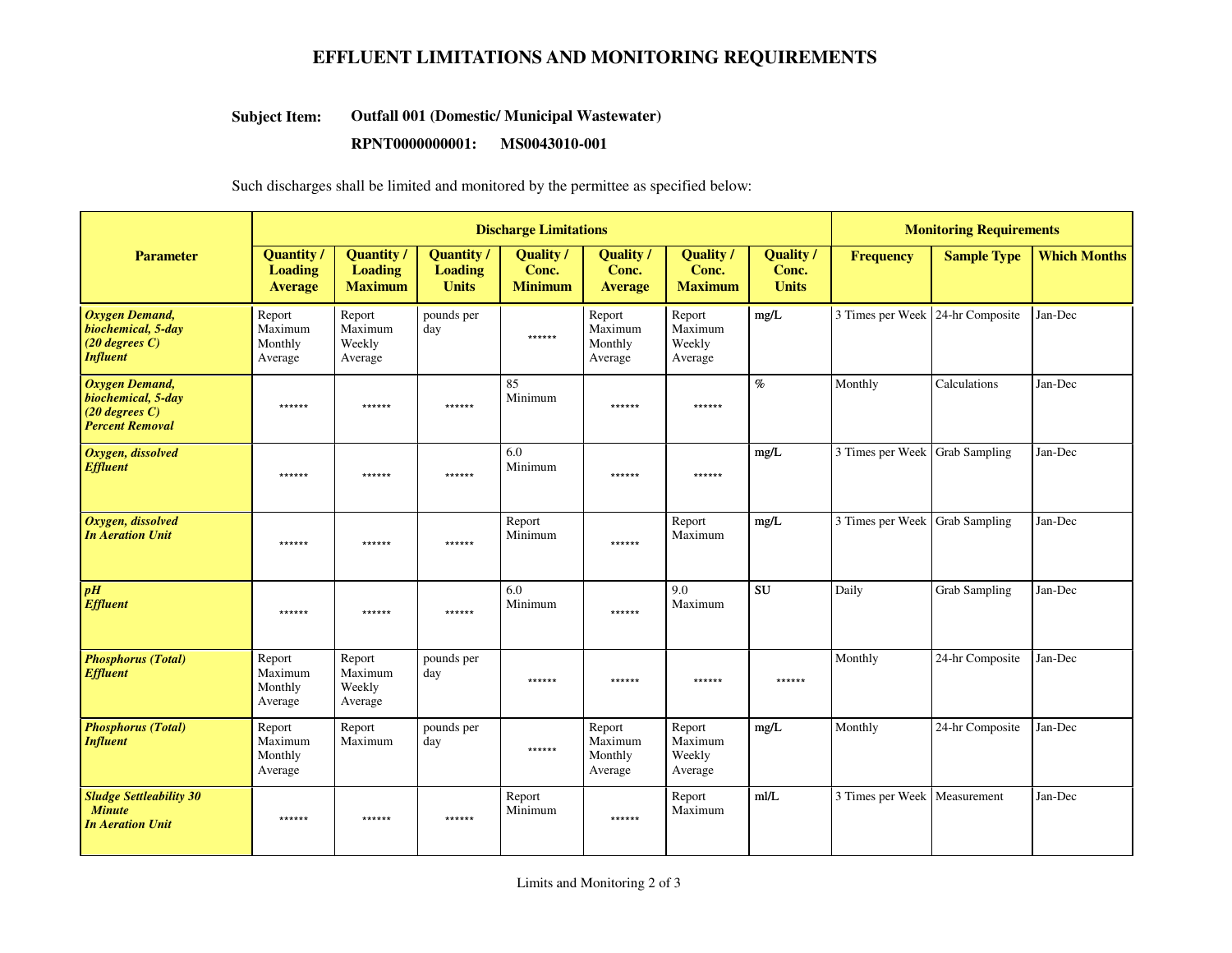# EFFLUENT LIMITATIONS AND MONITORING REQUIREMENTS

**Subject Item:** **Outfall 001 (Domestic/ Municipal Wastewater)**

**RPNT0000000001: MS0043010-001**

Such discharges shall be limited and monitored by the permittee as specified below:

| Parameter | Discharge Limitations | | | | | | | Monitoring Requirements | | |
|---|---|---|---|---|---|---|---|---|---|---|
| | Quantity / Loading Average | Quantity / Loading Maximum | Quantity / Loading Units | Quality / Conc. Minimum | Quality / Conc. Average | Quality / Conc. Maximum | Quality / Conc. Units | Frequency | Sample Type | Which Months |
| ***Oxygen Demand, biochemical, 5-day (20 degrees C) Influent*** | Report Maximum Monthly Average | Report Maximum Weekly Average | pounds per day | ****** | Report Maximum Monthly Average | Report Maximum Weekly Average | mg/L | 3 Times per Week | 24-hr Composite | Jan-Dec |
| ***Oxygen Demand, biochemical, 5-day (20 degrees C) Percent Removal*** | ****** | ****** | ****** | 85 Minimum | ****** | ****** | % | Monthly | Calculations | Jan-Dec |
| ***Oxygen, dissolved Effluent*** | ****** | ****** | ****** | 6.0 Minimum | ****** | ****** | mg/L | 3 Times per Week | Grab Sampling | Jan-Dec |
| ***Oxygen, dissolved In Aeration Unit*** | ****** | ****** | ****** | Report Minimum | ****** | Report Maximum | mg/L | 3 Times per Week | Grab Sampling | Jan-Dec |
| ***pH Effluent*** | ****** | ****** | ****** | 6.0 Minimum | ****** | 9.0 Maximum | SU | Daily | Grab Sampling | Jan-Dec |
| ***Phosphorus (Total) Effluent*** | Report Maximum Monthly Average | Report Maximum Weekly Average | pounds per day | ****** | ****** | ****** | ****** | Monthly | 24-hr Composite | Jan-Dec |
| ***Phosphorus (Total) Influent*** | Report Maximum Monthly Average | Report Maximum | pounds per day | ****** | Report Maximum Monthly Average | Report Maximum Weekly Average | mg/L | Monthly | 24-hr Composite | Jan-Dec |
| ***Sludge Settleability 30 Minute In Aeration Unit*** | ****** | ****** | ****** | Report Minimum | ****** | Report Maximum | ml/L | 3 Times per Week | Measurement | Jan-Dec |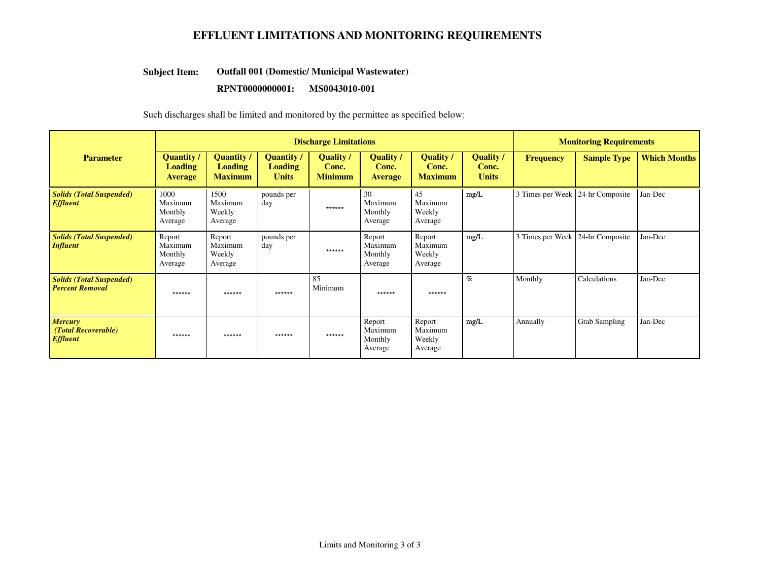# EFFLUENT LIMITATIONS AND MONITORING REQUIREMENTS

**Subject Item:** **Outfall 001 (Domestic/ Municipal Wastewater)**

**RPNT0000000001: MS0043010-001**

Such discharges shall be limited and monitored by the permittee as specified below:

| Parameter | Discharge Limitations | | | | | | | Monitoring Requirements | | |
|---|---|---|---|---|---|---|---|---|---|---|
| | Quantity / Loading Average | Quantity / Loading Maximum | Quantity / Loading Units | Quality / Conc. Minimum | Quality / Conc. Average | Quality / Conc. Maximum | Quality / Conc. Units | Frequency | Sample Type | Which Months |
| ***Solids (Total Suspended) Effluent*** | 1000 Maximum Monthly Average | 1500 Maximum Weekly Average | pounds per day | ****** | 30 Maximum Monthly Average | 45 Maximum Weekly Average | mg/L | 3 Times per Week | 24-hr Composite | Jan-Dec |
| ***Solids (Total Suspended) Influent*** | Report Maximum Monthly Average | Report Maximum Weekly Average | pounds per day | ****** | Report Maximum Monthly Average | Report Maximum Weekly Average | mg/L | 3 Times per Week | 24-hr Composite | Jan-Dec |
| ***Solids (Total Suspended) Percent Removal*** | ****** | ****** | ****** | 85 Minimum | ****** | ****** | % | Monthly | Calculations | Jan-Dec |
| ***Mercury (Total Recoverable) Effluent*** | ****** | ****** | ****** | ****** | Report Maximum Monthly Average | Report Maximum Weekly Average | mg/L | Annually | Grab Sampling | Jan-Dec |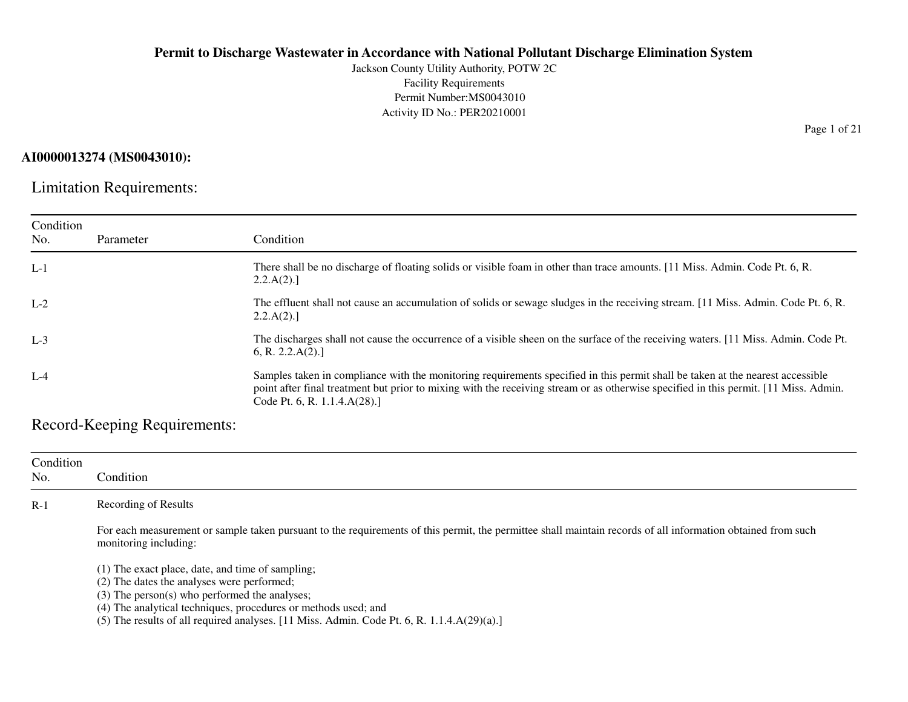# Permit to Discharge Wastewater in Accordance with National Pollutant Discharge Elimination System

Jackson County Utility Authority, POTW 2C
Facility Requirements
Permit Number:MS0043010
Activity ID No.: PER20210001

**AI0000013274 (MS0043010):**

## Limitation Requirements:

| Condition No. | Parameter | Condition |
|---|---|---|
| L-1 | | There shall be no discharge of floating solids or visible foam in other than trace amounts. [11 Miss. Admin. Code Pt. 6, R. 2.2.A(2).] |
| L-2 | | The effluent shall not cause an accumulation of solids or sewage sludges in the receiving stream. [11 Miss. Admin. Code Pt. 6, R. 2.2.A(2).] |
| L-3 | | The discharges shall not cause the occurrence of a visible sheen on the surface of the receiving waters. [11 Miss. Admin. Code Pt. 6, R. 2.2.A(2).] |
| L-4 | | Samples taken in compliance with the monitoring requirements specified in this permit shall be taken at the nearest accessible point after final treatment but prior to mixing with the receiving stream or as otherwise specified in this permit. [11 Miss. Admin. Code Pt. 6, R. 1.1.4.A(28).] |

## Record-Keeping Requirements:

| Condition No. | Condition |
|---|---|
| R-1 | Recording of Results<br><br>For each measurement or sample taken pursuant to the requirements of this permit, the permittee shall maintain records of all information obtained from such monitoring including:<br><br>(1) The exact place, date, and time of sampling;<br>(2) The dates the analyses were performed;<br>(3) The person(s) who performed the analyses;<br>(4) The analytical techniques, procedures or methods used; and<br>(5) The results of all required analyses. [11 Miss. Admin. Code Pt. 6, R. 1.1.4.A(29)(a).] |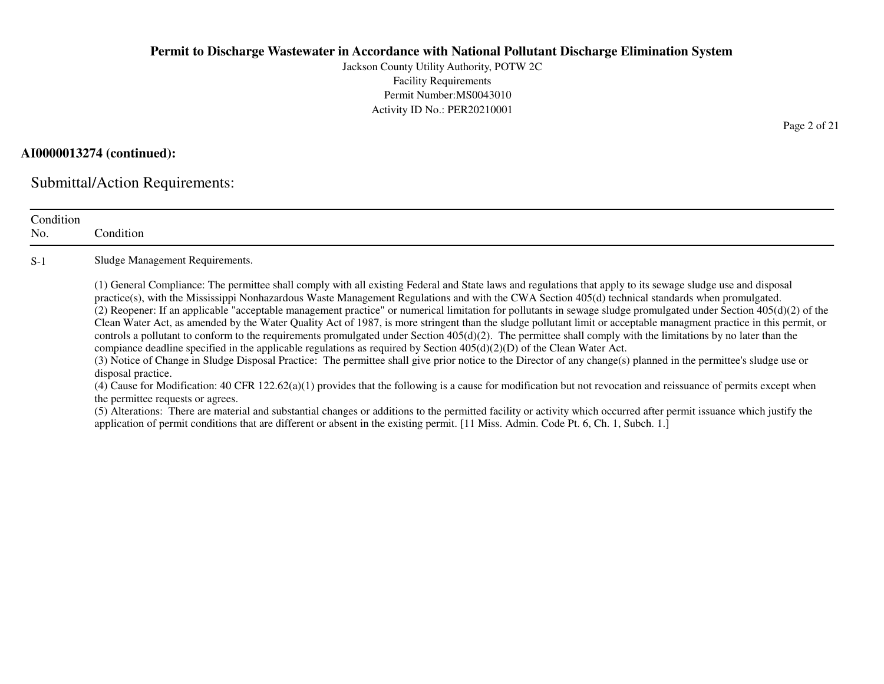**AI0000013274 (continued):**

## Submittal/Action Requirements:

| Condition No. | Condition |
|---|---|
| S-1 | Sludge Management Requirements.<br><br>(1) General Compliance: The permittee shall comply with all existing Federal and State laws and regulations that apply to its sewage sludge use and disposal practice(s), with the Mississippi Nonhazardous Waste Management Regulations and with the CWA Section 405(d) technical standards when promulgated.<br>(2) Reopener: If an applicable "acceptable management practice" or numerical limitation for pollutants in sewage sludge promulgated under Section 405(d)(2) of the Clean Water Act, as amended by the Water Quality Act of 1987, is more stringent than the sludge pollutant limit or acceptable managment practice in this permit, or controls a pollutant to conform to the requirements promulgated under Section 405(d)(2). The permittee shall comply with the limitations by no later than the compiance deadline specified in the applicable regulations as required by Section 405(d)(2)(D) of the Clean Water Act.<br>(3) Notice of Change in Sludge Disposal Practice: The permittee shall give prior notice to the Director of any change(s) planned in the permittee's sludge use or disposal practice.<br>(4) Cause for Modification: 40 CFR 122.62(a)(1) provides that the following is a cause for modification but not revocation and reissuance of permits except when the permittee requests or agrees.<br>(5) Alterations: There are material and substantial changes or additions to the permitted facility or activity which occurred after permit issuance which justify the application of permit conditions that are different or absent in the existing permit. [11 Miss. Admin. Code Pt. 6, Ch. 1, Subch. 1.] |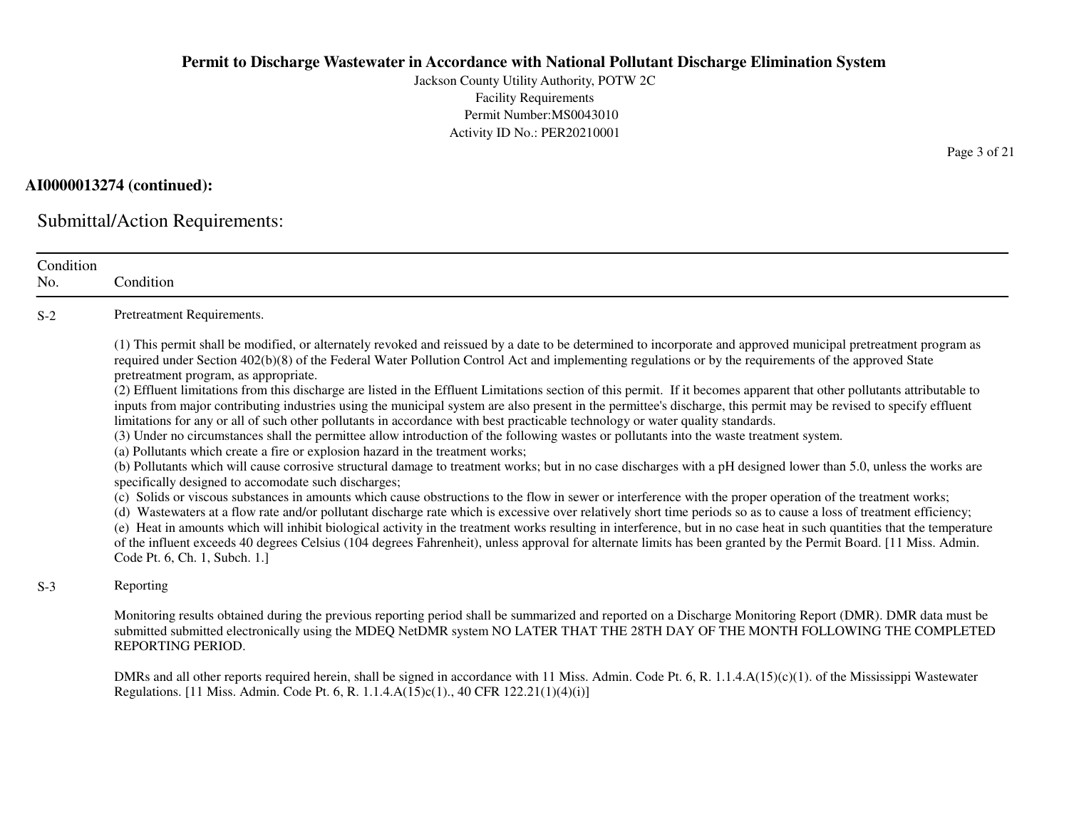**AI0000013274 (continued):**

## Submittal/Action Requirements:

| Condition No. | Condition |
|---|---|
| S-2 | Pretreatment Requirements.<br><br>(1) This permit shall be modified, or alternately revoked and reissued by a date to be determined to incorporate and approved municipal pretreatment program as required under Section 402(b)(8) of the Federal Water Pollution Control Act and implementing regulations or by the requirements of the approved State pretreatment program, as appropriate.<br>(2) Effluent limitations from this discharge are listed in the Effluent Limitations section of this permit. If it becomes apparent that other pollutants attributable to inputs from major contributing industries using the municipal system are also present in the permittee's discharge, this permit may be revised to specify effluent limitations for any or all of such other pollutants in accordance with best practicable technology or water quality standards.<br>(3) Under no circumstances shall the permittee allow introduction of the following wastes or pollutants into the waste treatment system.<br>(a) Pollutants which create a fire or explosion hazard in the treatment works;<br>(b) Pollutants which will cause corrosive structural damage to treatment works; but in no case discharges with a pH designed lower than 5.0, unless the works are specifically designed to accomodate such discharges;<br>(c) Solids or viscous substances in amounts which cause obstructions to the flow in sewer or interference with the proper operation of the treatment works;<br>(d) Wastewaters at a flow rate and/or pollutant discharge rate which is excessive over relatively short time periods so as to cause a loss of treatment efficiency;<br>(e) Heat in amounts which will inhibit biological activity in the treatment works resulting in interference, but in no case heat in such quantities that the temperature of the influent exceeds 40 degrees Celsius (104 degrees Fahrenheit), unless approval for alternate limits has been granted by the Permit Board. [11 Miss. Admin. Code Pt. 6, Ch. 1, Subch. 1.] |
| S-3 | Reporting<br><br>Monitoring results obtained during the previous reporting period shall be summarized and reported on a Discharge Monitoring Report (DMR). DMR data must be submitted submitted electronically using the MDEQ NetDMR system NO LATER THAT THE 28TH DAY OF THE MONTH FOLLOWING THE COMPLETED REPORTING PERIOD.<br><br>DMRs and all other reports required herein, shall be signed in accordance with 11 Miss. Admin. Code Pt. 6, R. 1.1.4.A(15)(c)(1). of the Mississippi Wastewater Regulations. [11 Miss. Admin. Code Pt. 6, R. 1.1.4.A(15)c(1)., 40 CFR 122.21(1)(4)(i)] |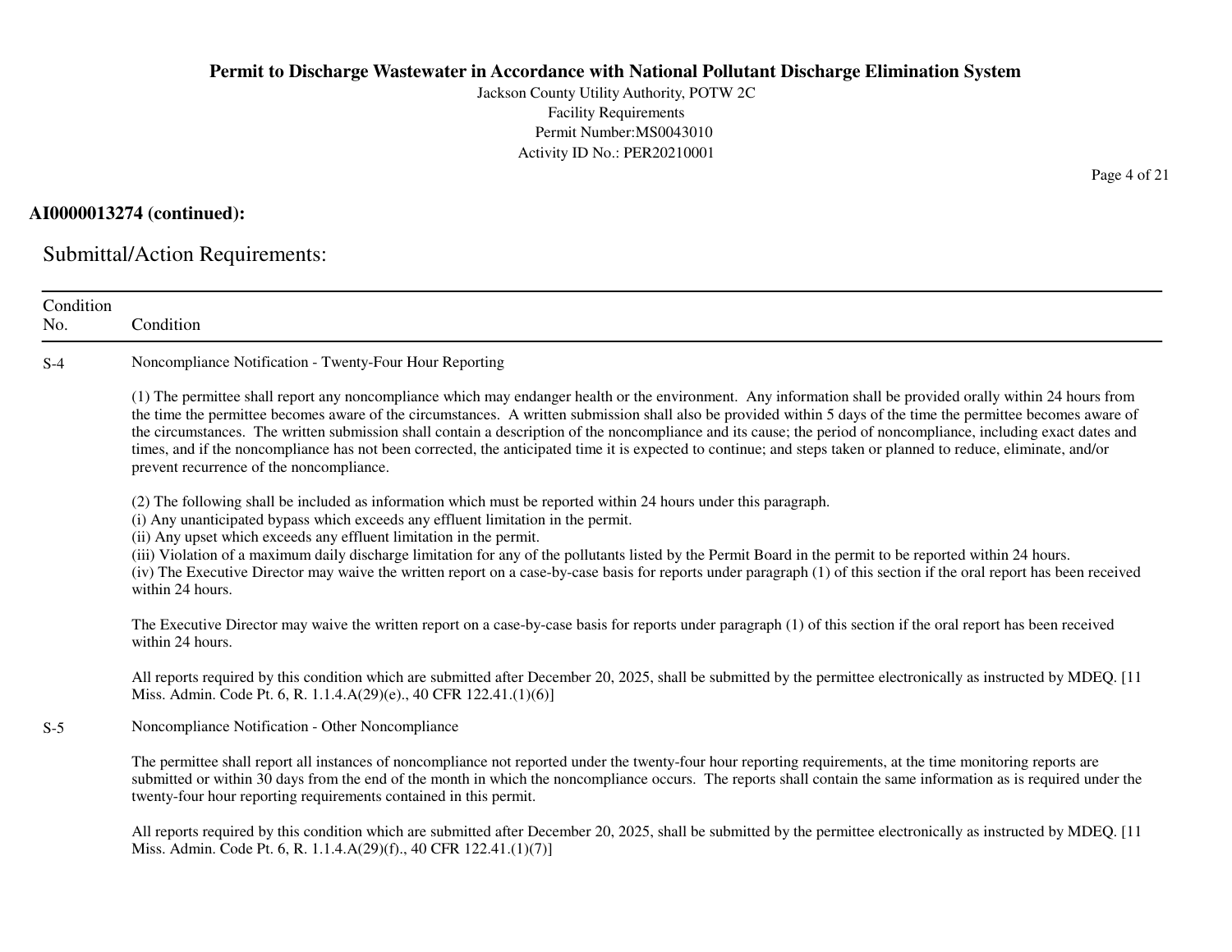**AI0000013274 (continued):**

Submittal/Action Requirements:

| Condition No. | Condition |
|---|---|
| S-4 | Noncompliance Notification - Twenty-Four Hour Reporting<br><br>(1) The permittee shall report any noncompliance which may endanger health or the environment. Any information shall be provided orally within 24 hours from the time the permittee becomes aware of the circumstances. A written submission shall also be provided within 5 days of the time the permittee becomes aware of the circumstances. The written submission shall contain a description of the noncompliance and its cause; the period of noncompliance, including exact dates and times, and if the noncompliance has not been corrected, the anticipated time it is expected to continue; and steps taken or planned to reduce, eliminate, and/or prevent recurrence of the noncompliance.<br><br>(2) The following shall be included as information which must be reported within 24 hours under this paragraph.<br>(i) Any unanticipated bypass which exceeds any effluent limitation in the permit.<br>(ii) Any upset which exceeds any effluent limitation in the permit.<br>(iii) Violation of a maximum daily discharge limitation for any of the pollutants listed by the Permit Board in the permit to be reported within 24 hours.<br>(iv) The Executive Director may waive the written report on a case-by-case basis for reports under paragraph (1) of this section if the oral report has been received within 24 hours.<br><br>The Executive Director may waive the written report on a case-by-case basis for reports under paragraph (1) of this section if the oral report has been received within 24 hours.<br><br>All reports required by this condition which are submitted after December 20, 2025, shall be submitted by the permittee electronically as instructed by MDEQ. [11 Miss. Admin. Code Pt. 6, R. 1.1.4.A(29)(e)., 40 CFR 122.41.(1)(6)] |
| S-5 | Noncompliance Notification - Other Noncompliance<br><br>The permittee shall report all instances of noncompliance not reported under the twenty-four hour reporting requirements, at the time monitoring reports are submitted or within 30 days from the end of the month in which the noncompliance occurs. The reports shall contain the same information as is required under the twenty-four hour reporting requirements contained in this permit.<br><br>All reports required by this condition which are submitted after December 20, 2025, shall be submitted by the permittee electronically as instructed by MDEQ. [11 Miss. Admin. Code Pt. 6, R. 1.1.4.A(29)(f)., 40 CFR 122.41.(1)(7)] |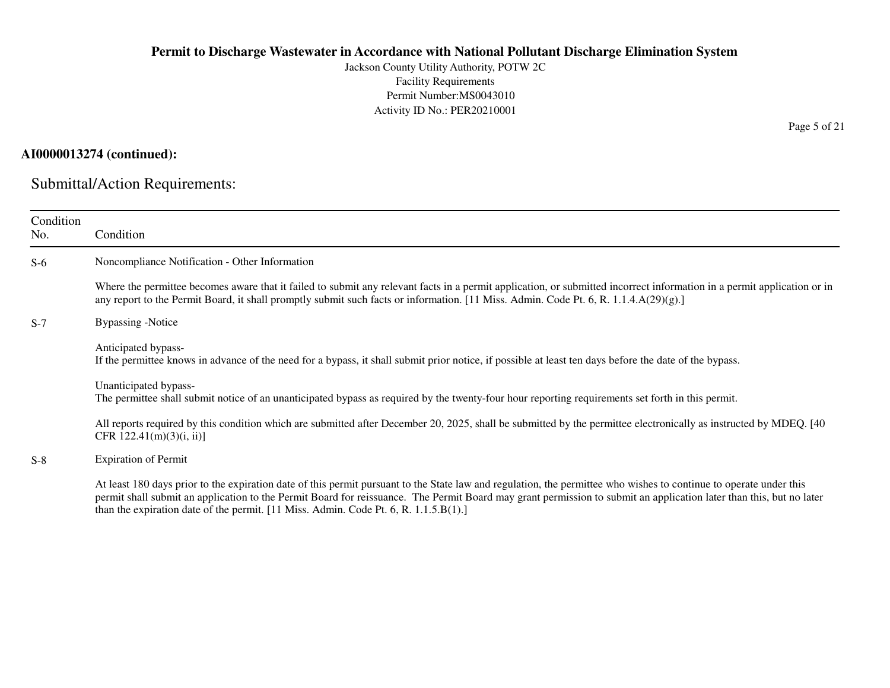**AI0000013274 (continued):**

## Submittal/Action Requirements:

| Condition No. | Condition |
|---|---|
| S-6 | Noncompliance Notification - Other Information<br><br>Where the permittee becomes aware that it failed to submit any relevant facts in a permit application, or submitted incorrect information in a permit application or in any report to the Permit Board, it shall promptly submit such facts or information. [11 Miss. Admin. Code Pt. 6, R. 1.1.4.A(29)(g).] |
| S-7 | Bypassing -Notice<br><br>Anticipated bypass-<br>If the permittee knows in advance of the need for a bypass, it shall submit prior notice, if possible at least ten days before the date of the bypass.<br><br>Unanticipated bypass-<br>The permittee shall submit notice of an unanticipated bypass as required by the twenty-four hour reporting requirements set forth in this permit.<br><br>All reports required by this condition which are submitted after December 20, 2025, shall be submitted by the permittee electronically as instructed by MDEQ. [40 CFR 122.41(m)(3)(i, ii)] |
| S-8 | Expiration of Permit<br><br>At least 180 days prior to the expiration date of this permit pursuant to the State law and regulation, the permittee who wishes to continue to operate under this permit shall submit an application to the Permit Board for reissuance. The Permit Board may grant permission to submit an application later than this, but no later than the expiration date of the permit. [11 Miss. Admin. Code Pt. 6, R. 1.1.5.B(1).] |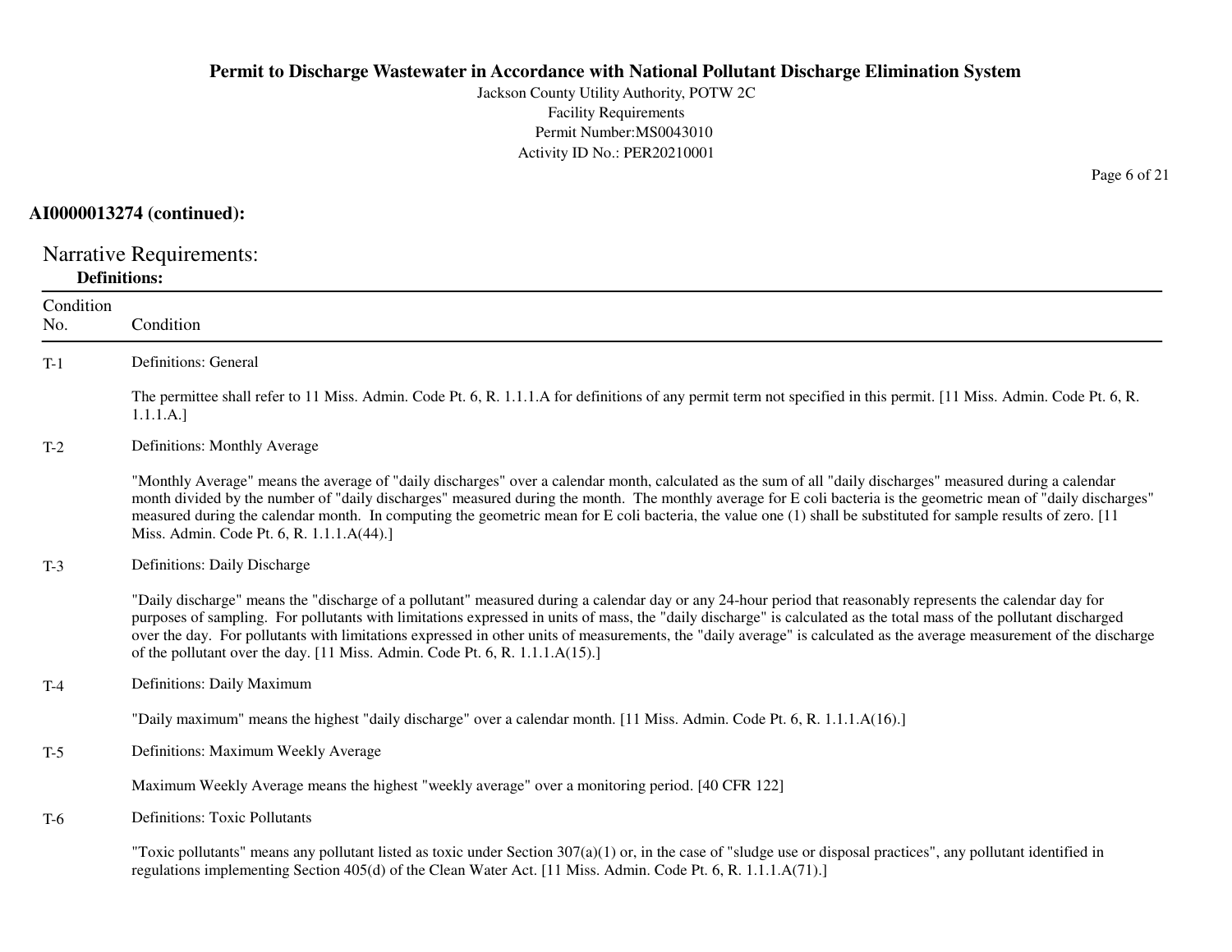**AI0000013274 (continued):**

## Narrative Requirements:

### Definitions:

| Condition No. | Condition |
|---|---|
| T-1 | Definitions: General<br><br>The permittee shall refer to 11 Miss. Admin. Code Pt. 6, R. 1.1.1.A for definitions of any permit term not specified in this permit. [11 Miss. Admin. Code Pt. 6, R. 1.1.1.A.] |
| T-2 | Definitions: Monthly Average<br><br>"Monthly Average" means the average of "daily discharges" over a calendar month, calculated as the sum of all "daily discharges" measured during a calendar month divided by the number of "daily discharges" measured during the month. The monthly average for E coli bacteria is the geometric mean of "daily discharges" measured during the calendar month. In computing the geometric mean for E coli bacteria, the value one (1) shall be substituted for sample results of zero. [11 Miss. Admin. Code Pt. 6, R. 1.1.1.A(44).] |
| T-3 | Definitions: Daily Discharge<br><br>"Daily discharge" means the "discharge of a pollutant" measured during a calendar day or any 24-hour period that reasonably represents the calendar day for purposes of sampling. For pollutants with limitations expressed in units of mass, the "daily discharge" is calculated as the total mass of the pollutant discharged over the day. For pollutants with limitations expressed in other units of measurements, the "daily average" is calculated as the average measurement of the discharge of the pollutant over the day. [11 Miss. Admin. Code Pt. 6, R. 1.1.1.A(15).] |
| T-4 | Definitions: Daily Maximum<br><br>"Daily maximum" means the highest "daily discharge" over a calendar month. [11 Miss. Admin. Code Pt. 6, R. 1.1.1.A(16).] |
| T-5 | Definitions: Maximum Weekly Average<br><br>Maximum Weekly Average means the highest "weekly average" over a monitoring period. [40 CFR 122] |
| T-6 | Definitions: Toxic Pollutants<br><br>"Toxic pollutants" means any pollutant listed as toxic under Section 307(a)(1) or, in the case of "sludge use or disposal practices", any pollutant identified in regulations implementing Section 405(d) of the Clean Water Act. [11 Miss. Admin. Code Pt. 6, R. 1.1.1.A(71).] |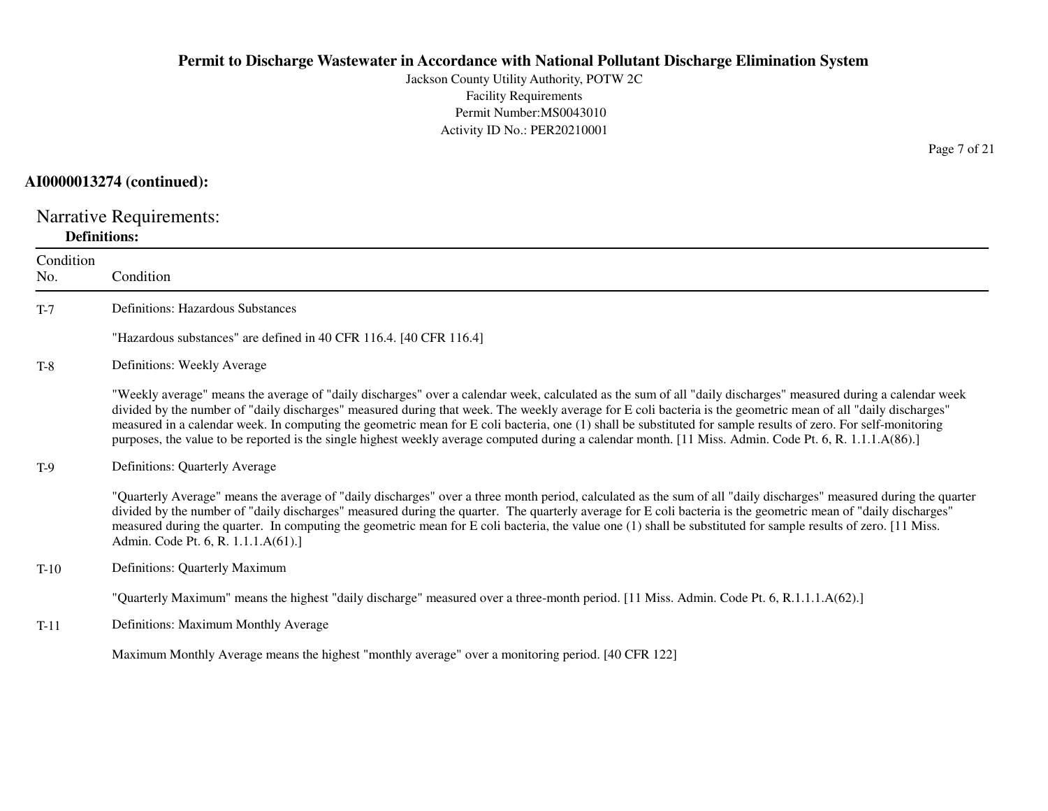**AI0000013274 (continued):**

## Narrative Requirements:

**Definitions:**

| Condition No. | Condition |
|---|---|
| T-7 | Definitions: Hazardous Substances<br><br>"Hazardous substances" are defined in 40 CFR 116.4. [40 CFR 116.4] |
| T-8 | Definitions: Weekly Average<br><br>"Weekly average" means the average of "daily discharges" over a calendar week, calculated as the sum of all "daily discharges" measured during a calendar week divided by the number of "daily discharges" measured during that week. The weekly average for E coli bacteria is the geometric mean of all "daily discharges" measured in a calendar week. In computing the geometric mean for E coli bacteria, one (1) shall be substituted for sample results of zero. For self-monitoring purposes, the value to be reported is the single highest weekly average computed during a calendar month. [11 Miss. Admin. Code Pt. 6, R. 1.1.1.A(86).] |
| T-9 | Definitions: Quarterly Average<br><br>"Quarterly Average" means the average of "daily discharges" over a three month period, calculated as the sum of all "daily discharges" measured during the quarter divided by the number of "daily discharges" measured during the quarter. The quarterly average for E coli bacteria is the geometric mean of "daily discharges" measured during the quarter. In computing the geometric mean for E coli bacteria, the value one (1) shall be substituted for sample results of zero. [11 Miss. Admin. Code Pt. 6, R. 1.1.1.A(61).] |
| T-10 | Definitions: Quarterly Maximum<br><br>"Quarterly Maximum" means the highest "daily discharge" measured over a three-month period. [11 Miss. Admin. Code Pt. 6, R.1.1.1.A(62).] |
| T-11 | Definitions: Maximum Monthly Average<br><br>Maximum Monthly Average means the highest "monthly average" over a monitoring period. [40 CFR 122] |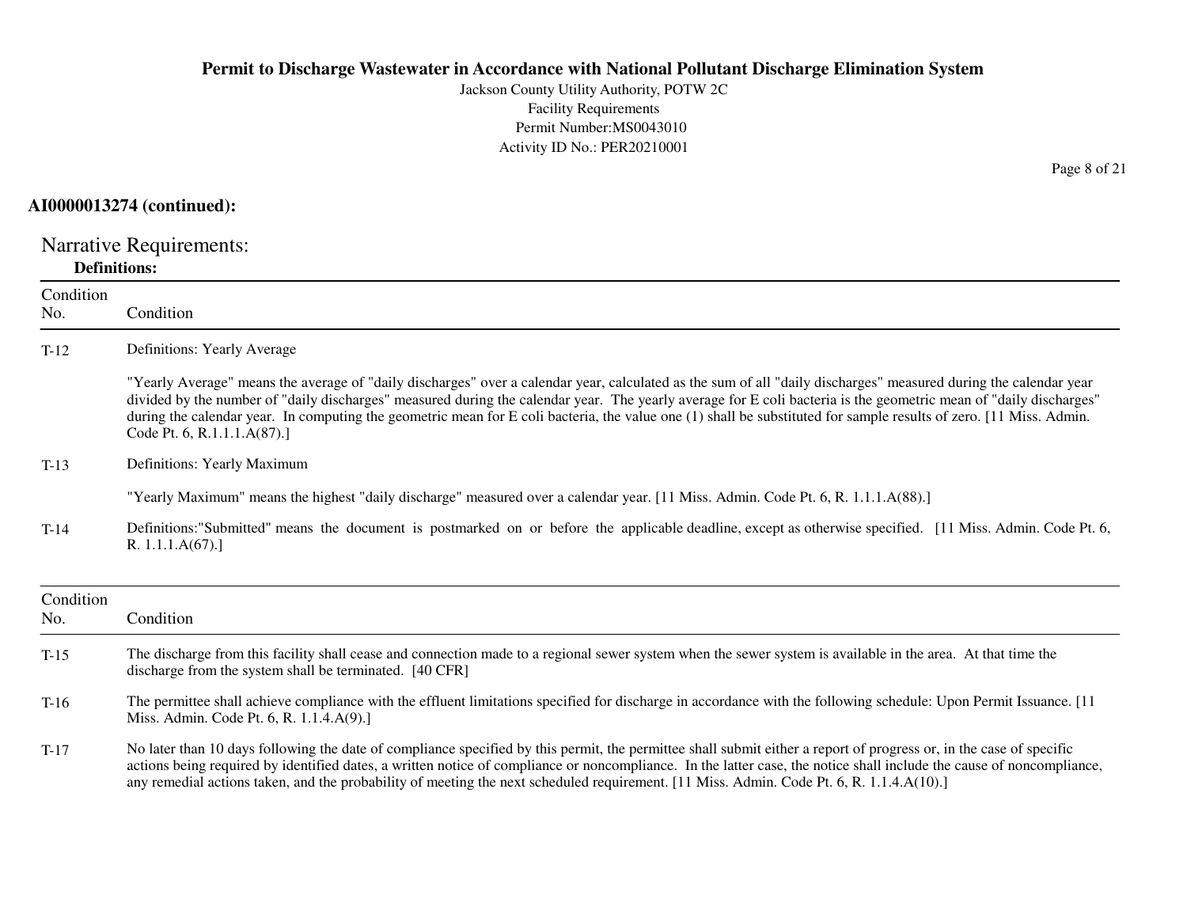**AI0000013274 (continued):**

## Narrative Requirements:

### Definitions:

| Condition No. | Condition |
|---|---|
| T-12 | Definitions: Yearly Average<br><br>"Yearly Average" means the average of "daily discharges" over a calendar year, calculated as the sum of all "daily discharges" measured during the calendar year divided by the number of "daily discharges" measured during the calendar year. The yearly average for E coli bacteria is the geometric mean of "daily discharges" during the calendar year. In computing the geometric mean for E coli bacteria, the value one (1) shall be substituted for sample results of zero. [11 Miss. Admin. Code Pt. 6, R.1.1.1.A(87).] |
| T-13 | Definitions: Yearly Maximum<br><br>"Yearly Maximum" means the highest "daily discharge" measured over a calendar year. [11 Miss. Admin. Code Pt. 6, R. 1.1.1.A(88).] |
| T-14 | Definitions:"Submitted" means the document is postmarked on or before the applicable deadline, except as otherwise specified. [11 Miss. Admin. Code Pt. 6, R. 1.1.1.A(67).] |

| Condition No. | Condition |
|---|---|
| T-15 | The discharge from this facility shall cease and connection made to a regional sewer system when the sewer system is available in the area. At that time the discharge from the system shall be terminated. [40 CFR] |
| T-16 | The permittee shall achieve compliance with the effluent limitations specified for discharge in accordance with the following schedule: Upon Permit Issuance. [11 Miss. Admin. Code Pt. 6, R. 1.1.4.A(9).] |
| T-17 | No later than 10 days following the date of compliance specified by this permit, the permittee shall submit either a report of progress or, in the case of specific actions being required by identified dates, a written notice of compliance or noncompliance. In the latter case, the notice shall include the cause of noncompliance, any remedial actions taken, and the probability of meeting the next scheduled requirement. [11 Miss. Admin. Code Pt. 6, R. 1.1.4.A(10).] |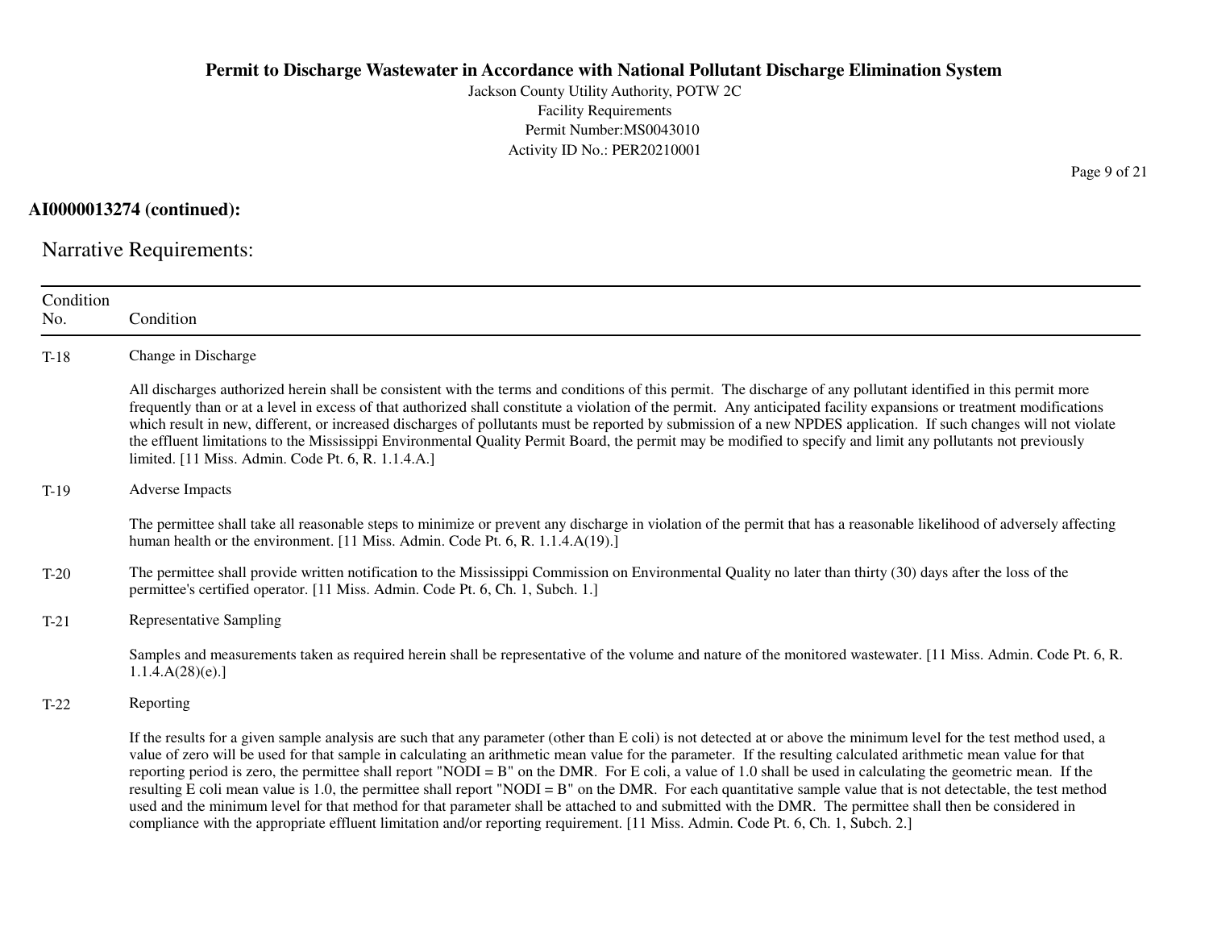**AI0000013274 (continued):**

## Narrative Requirements:

| Condition No. | Condition |
|---|---|
| T-18 | Change in Discharge<br><br>All discharges authorized herein shall be consistent with the terms and conditions of this permit. The discharge of any pollutant identified in this permit more frequently than or at a level in excess of that authorized shall constitute a violation of the permit. Any anticipated facility expansions or treatment modifications which result in new, different, or increased discharges of pollutants must be reported by submission of a new NPDES application. If such changes will not violate the effluent limitations to the Mississippi Environmental Quality Permit Board, the permit may be modified to specify and limit any pollutants not previously limited. [11 Miss. Admin. Code Pt. 6, R. 1.1.4.A.] |
| T-19 | Adverse Impacts<br><br>The permittee shall take all reasonable steps to minimize or prevent any discharge in violation of the permit that has a reasonable likelihood of adversely affecting human health or the environment. [11 Miss. Admin. Code Pt. 6, R. 1.1.4.A(19).] |
| T-20 | The permittee shall provide written notification to the Mississippi Commission on Environmental Quality no later than thirty (30) days after the loss of the permittee's certified operator. [11 Miss. Admin. Code Pt. 6, Ch. 1, Subch. 1.] |
| T-21 | Representative Sampling<br><br>Samples and measurements taken as required herein shall be representative of the volume and nature of the monitored wastewater. [11 Miss. Admin. Code Pt. 6, R. 1.1.4.A(28)(e).] |
| T-22 | Reporting<br><br>If the results for a given sample analysis are such that any parameter (other than E coli) is not detected at or above the minimum level for the test method used, a value of zero will be used for that sample in calculating an arithmetic mean value for the parameter. If the resulting calculated arithmetic mean value for that reporting period is zero, the permittee shall report "NODI = B" on the DMR. For E coli, a value of 1.0 shall be used in calculating the geometric mean. If the resulting E coli mean value is 1.0, the permittee shall report "NODI = B" on the DMR. For each quantitative sample value that is not detectable, the test method used and the minimum level for that method for that parameter shall be attached to and submitted with the DMR. The permittee shall then be considered in compliance with the appropriate effluent limitation and/or reporting requirement. [11 Miss. Admin. Code Pt. 6, Ch. 1, Subch. 2.] |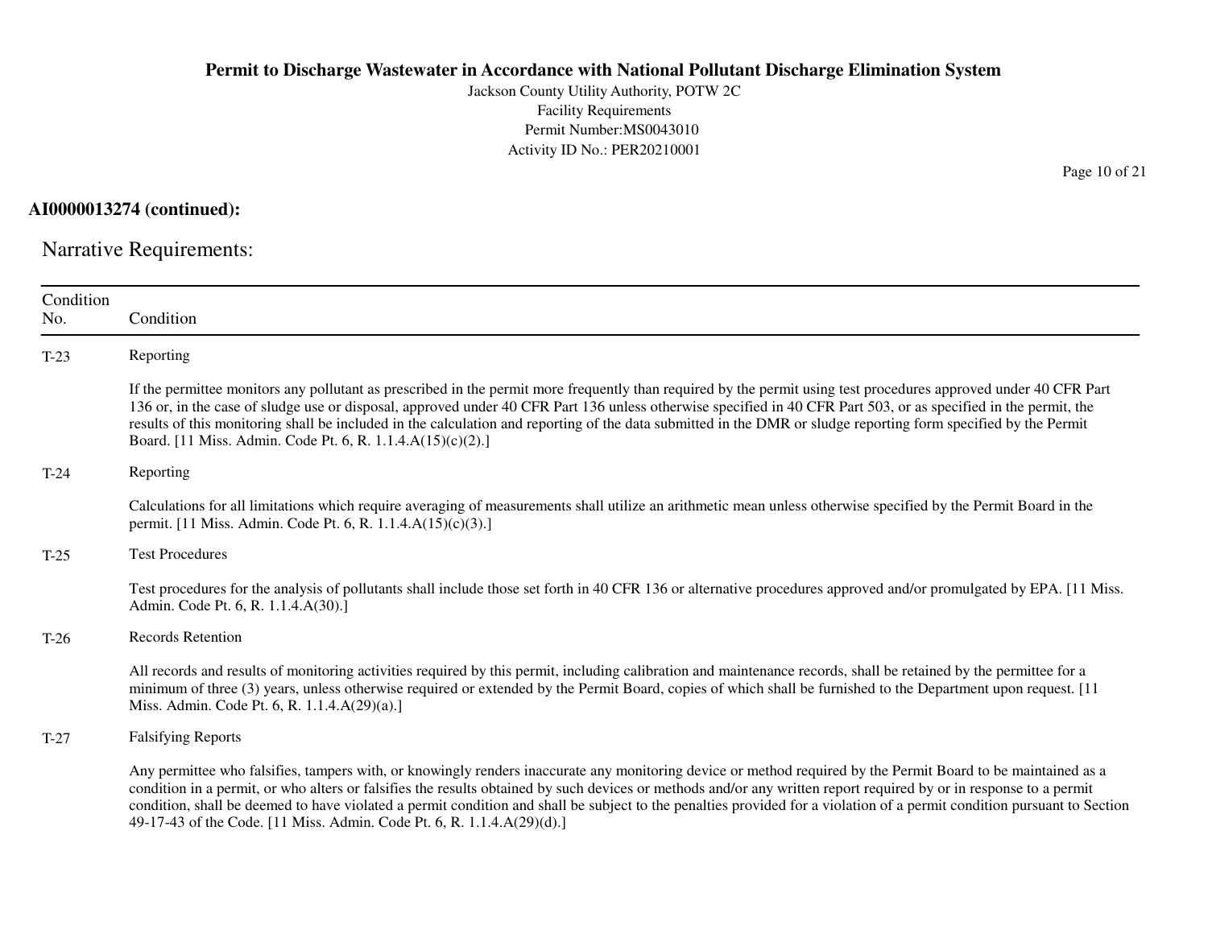**AI0000013274 (continued):**

## Narrative Requirements:

| Condition No. | Condition |
|---|---|
| T-23 | Reporting<br><br>If the permittee monitors any pollutant as prescribed in the permit more frequently than required by the permit using test procedures approved under 40 CFR Part 136 or, in the case of sludge use or disposal, approved under 40 CFR Part 136 unless otherwise specified in 40 CFR Part 503, or as specified in the permit, the results of this monitoring shall be included in the calculation and reporting of the data submitted in the DMR or sludge reporting form specified by the Permit Board. [11 Miss. Admin. Code Pt. 6, R. 1.1.4.A(15)(c)(2).] |
| T-24 | Reporting<br><br>Calculations for all limitations which require averaging of measurements shall utilize an arithmetic mean unless otherwise specified by the Permit Board in the permit. [11 Miss. Admin. Code Pt. 6, R. 1.1.4.A(15)(c)(3).] |
| T-25 | Test Procedures<br><br>Test procedures for the analysis of pollutants shall include those set forth in 40 CFR 136 or alternative procedures approved and/or promulgated by EPA. [11 Miss. Admin. Code Pt. 6, R. 1.1.4.A(30).] |
| T-26 | Records Retention<br><br>All records and results of monitoring activities required by this permit, including calibration and maintenance records, shall be retained by the permittee for a minimum of three (3) years, unless otherwise required or extended by the Permit Board, copies of which shall be furnished to the Department upon request. [11 Miss. Admin. Code Pt. 6, R. 1.1.4.A(29)(a).] |
| T-27 | Falsifying Reports<br><br>Any permittee who falsifies, tampers with, or knowingly renders inaccurate any monitoring device or method required by the Permit Board to be maintained as a condition in a permit, or who alters or falsifies the results obtained by such devices or methods and/or any written report required by or in response to a permit condition, shall be deemed to have violated a permit condition and shall be subject to the penalties provided for a violation of a permit condition pursuant to Section 49-17-43 of the Code. [11 Miss. Admin. Code Pt. 6, R. 1.1.4.A(29)(d).] |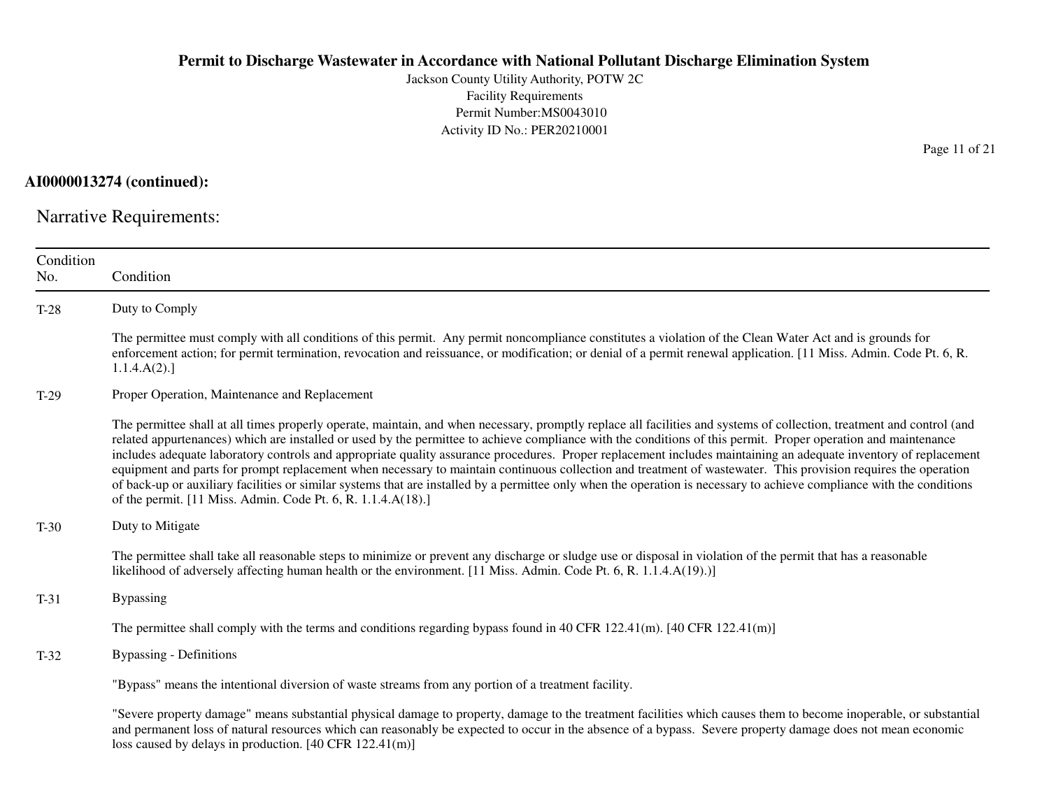**AI0000013274 (continued):**

## Narrative Requirements:

| Condition No. | Condition |
|---|---|
| T-28 | Duty to Comply<br><br>The permittee must comply with all conditions of this permit. Any permit noncompliance constitutes a violation of the Clean Water Act and is grounds for enforcement action; for permit termination, revocation and reissuance, or modification; or denial of a permit renewal application. [11 Miss. Admin. Code Pt. 6, R. 1.1.4.A(2).] |
| T-29 | Proper Operation, Maintenance and Replacement<br><br>The permittee shall at all times properly operate, maintain, and when necessary, promptly replace all facilities and systems of collection, treatment and control (and related appurtenances) which are installed or used by the permittee to achieve compliance with the conditions of this permit. Proper operation and maintenance includes adequate laboratory controls and appropriate quality assurance procedures. Proper replacement includes maintaining an adequate inventory of replacement equipment and parts for prompt replacement when necessary to maintain continuous collection and treatment of wastewater. This provision requires the operation of back-up or auxiliary facilities or similar systems that are installed by a permittee only when the operation is necessary to achieve compliance with the conditions of the permit. [11 Miss. Admin. Code Pt. 6, R. 1.1.4.A(18).] |
| T-30 | Duty to Mitigate<br><br>The permittee shall take all reasonable steps to minimize or prevent any discharge or sludge use or disposal in violation of the permit that has a reasonable likelihood of adversely affecting human health or the environment. [11 Miss. Admin. Code Pt. 6, R. 1.1.4.A(19).)] |
| T-31 | Bypassing<br><br>The permittee shall comply with the terms and conditions regarding bypass found in 40 CFR 122.41(m). [40 CFR 122.41(m)] |
| T-32 | Bypassing - Definitions<br><br>"Bypass" means the intentional diversion of waste streams from any portion of a treatment facility.<br><br>"Severe property damage" means substantial physical damage to property, damage to the treatment facilities which causes them to become inoperable, or substantial and permanent loss of natural resources which can reasonably be expected to occur in the absence of a bypass. Severe property damage does not mean economic loss caused by delays in production. [40 CFR 122.41(m)] |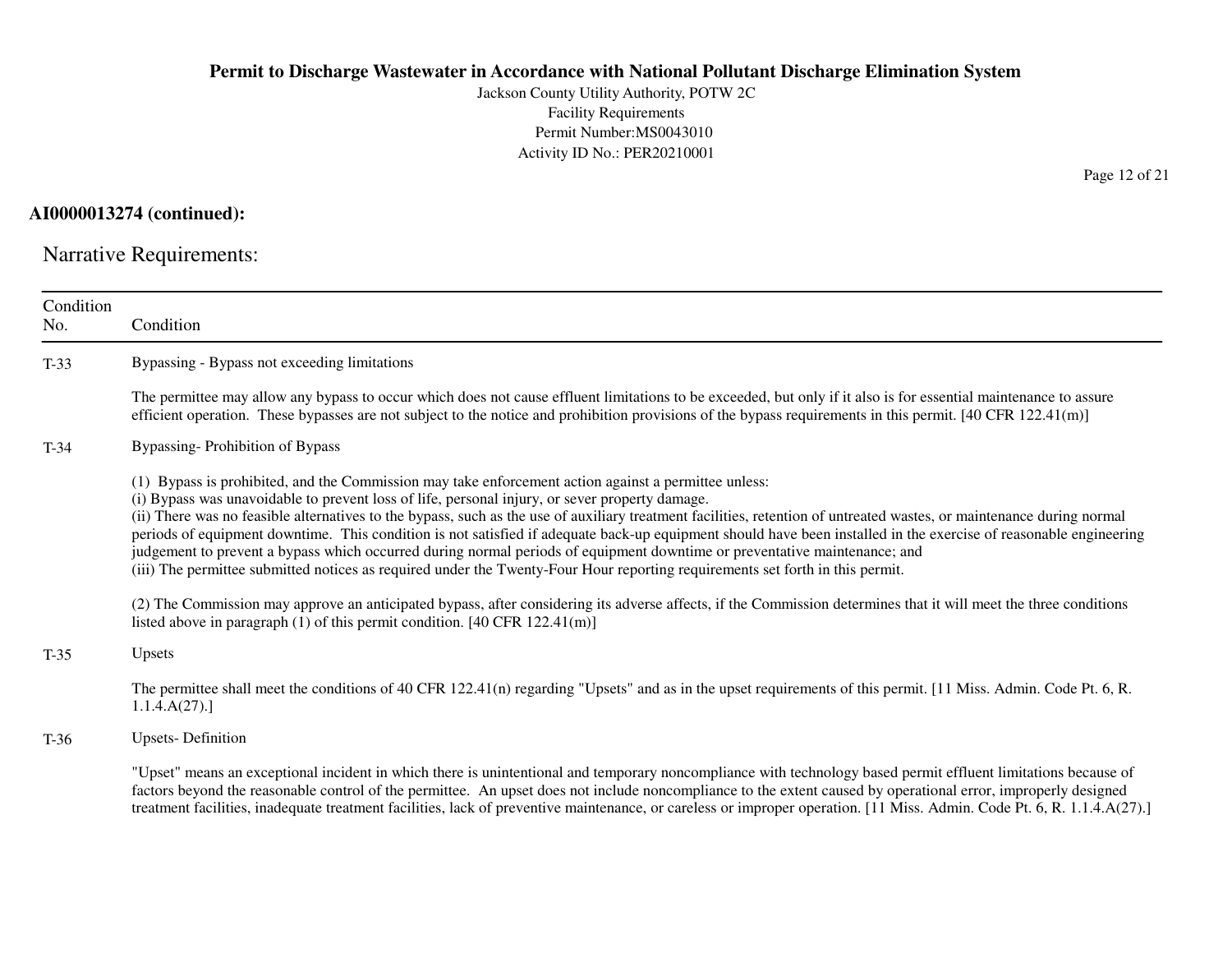**AI0000013274 (continued):**

## Narrative Requirements:

| Condition No. | Condition |
|---|---|
| T-33 | Bypassing - Bypass not exceeding limitations<br><br>The permittee may allow any bypass to occur which does not cause effluent limitations to be exceeded, but only if it also is for essential maintenance to assure efficient operation. These bypasses are not subject to the notice and prohibition provisions of the bypass requirements in this permit. [40 CFR 122.41(m)] |
| T-34 | Bypassing- Prohibition of Bypass<br><br>(1) Bypass is prohibited, and the Commission may take enforcement action against a permittee unless:<br>(i) Bypass was unavoidable to prevent loss of life, personal injury, or sever property damage.<br>(ii) There was no feasible alternatives to the bypass, such as the use of auxiliary treatment facilities, retention of untreated wastes, or maintenance during normal periods of equipment downtime. This condition is not satisfied if adequate back-up equipment should have been installed in the exercise of reasonable engineering judgement to prevent a bypass which occurred during normal periods of equipment downtime or preventative maintenance; and<br>(iii) The permittee submitted notices as required under the Twenty-Four Hour reporting requirements set forth in this permit.<br><br>(2) The Commission may approve an anticipated bypass, after considering its adverse affects, if the Commission determines that it will meet the three conditions listed above in paragraph (1) of this permit condition. [40 CFR 122.41(m)] |
| T-35 | Upsets<br><br>The permittee shall meet the conditions of 40 CFR 122.41(n) regarding "Upsets" and as in the upset requirements of this permit. [11 Miss. Admin. Code Pt. 6, R. 1.1.4.A(27).] |
| T-36 | Upsets- Definition<br><br>"Upset" means an exceptional incident in which there is unintentional and temporary noncompliance with technology based permit effluent limitations because of factors beyond the reasonable control of the permittee. An upset does not include noncompliance to the extent caused by operational error, improperly designed treatment facilities, inadequate treatment facilities, lack of preventive maintenance, or careless or improper operation. [11 Miss. Admin. Code Pt. 6, R. 1.1.4.A(27).] |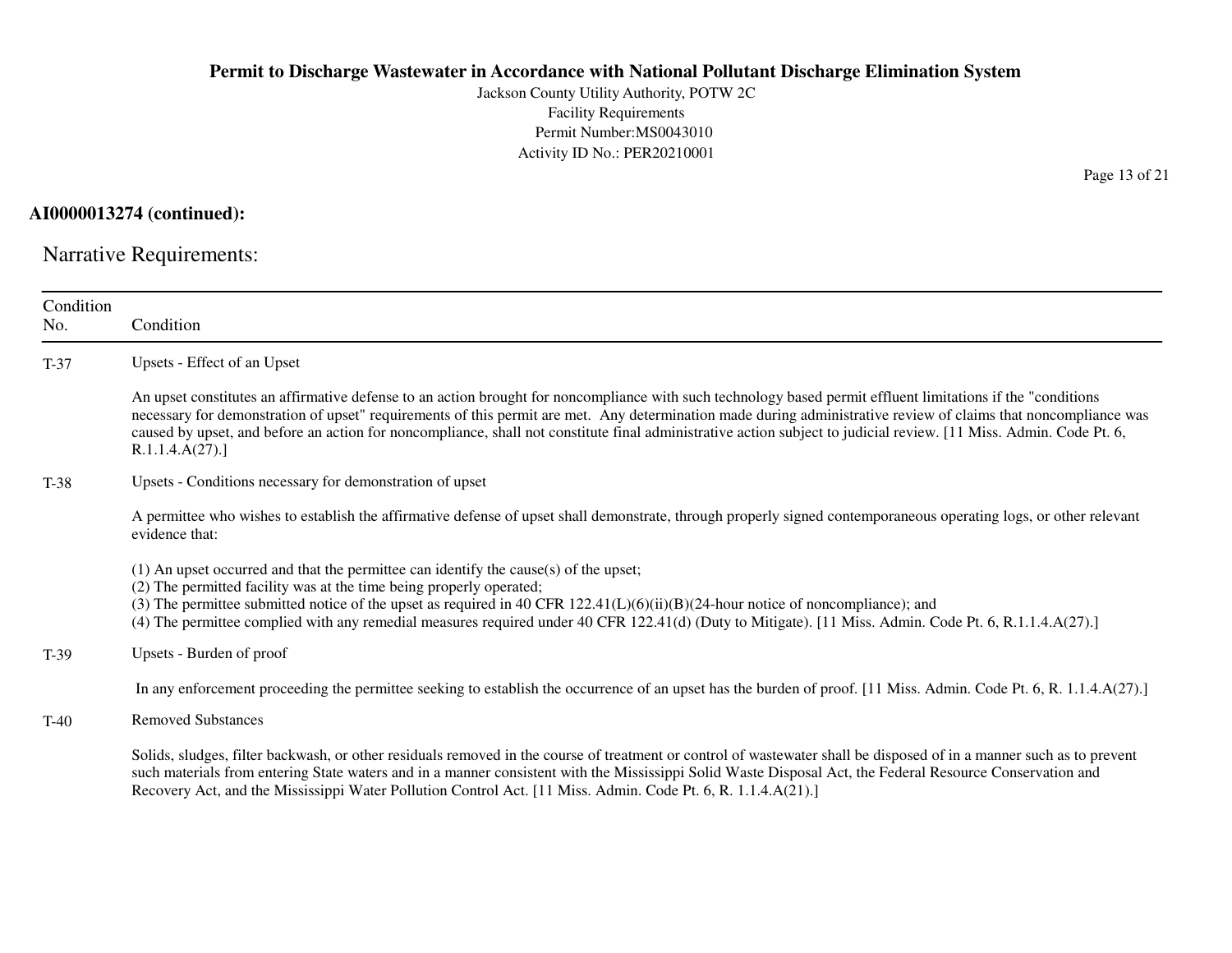**AI0000013274 (continued):**

## Narrative Requirements:

| Condition No. | Condition |
|---|---|
| T-37 | Upsets - Effect of an Upset<br><br>An upset constitutes an affirmative defense to an action brought for noncompliance with such technology based permit effluent limitations if the "conditions necessary for demonstration of upset" requirements of this permit are met. Any determination made during administrative review of claims that noncompliance was caused by upset, and before an action for noncompliance, shall not constitute final administrative action subject to judicial review. [11 Miss. Admin. Code Pt. 6, R.1.1.4.A(27).] |
| T-38 | Upsets - Conditions necessary for demonstration of upset<br><br>A permittee who wishes to establish the affirmative defense of upset shall demonstrate, through properly signed contemporaneous operating logs, or other relevant evidence that:<br><br>(1) An upset occurred and that the permittee can identify the cause(s) of the upset;<br>(2) The permitted facility was at the time being properly operated;<br>(3) The permittee submitted notice of the upset as required in 40 CFR 122.41(L)(6)(ii)(B)(24-hour notice of noncompliance); and<br>(4) The permittee complied with any remedial measures required under 40 CFR 122.41(d) (Duty to Mitigate). [11 Miss. Admin. Code Pt. 6, R.1.1.4.A(27).] |
| T-39 | Upsets - Burden of proof<br><br>In any enforcement proceeding the permittee seeking to establish the occurrence of an upset has the burden of proof. [11 Miss. Admin. Code Pt. 6, R. 1.1.4.A(27).] |
| T-40 | Removed Substances<br><br>Solids, sludges, filter backwash, or other residuals removed in the course of treatment or control of wastewater shall be disposed of in a manner such as to prevent such materials from entering State waters and in a manner consistent with the Mississippi Solid Waste Disposal Act, the Federal Resource Conservation and Recovery Act, and the Mississippi Water Pollution Control Act. [11 Miss. Admin. Code Pt. 6, R. 1.1.4.A(21).] |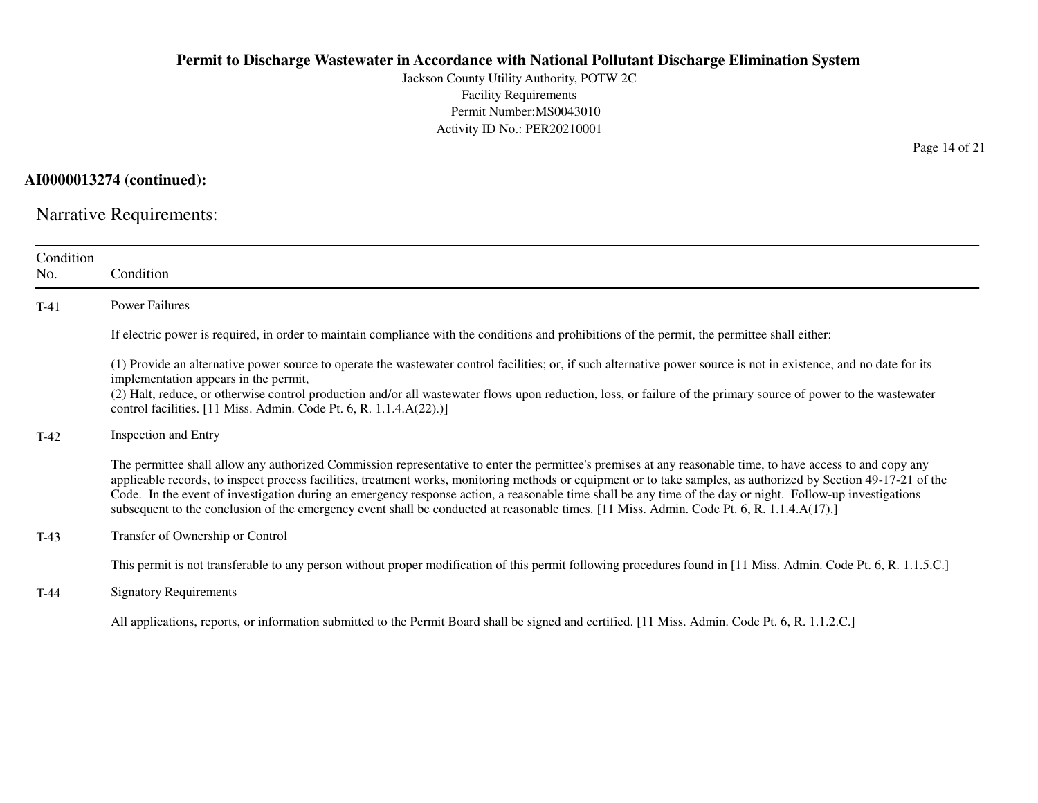**AI0000013274 (continued):**

## Narrative Requirements:

| Condition No. | Condition |
|---|---|
| T-41 | Power Failures<br><br>If electric power is required, in order to maintain compliance with the conditions and prohibitions of the permit, the permittee shall either:<br><br>(1) Provide an alternative power source to operate the wastewater control facilities; or, if such alternative power source is not in existence, and no date for its implementation appears in the permit,<br>(2) Halt, reduce, or otherwise control production and/or all wastewater flows upon reduction, loss, or failure of the primary source of power to the wastewater control facilities. [11 Miss. Admin. Code Pt. 6, R. 1.1.4.A(22).)] |
| T-42 | Inspection and Entry<br><br>The permittee shall allow any authorized Commission representative to enter the permittee's premises at any reasonable time, to have access to and copy any applicable records, to inspect process facilities, treatment works, monitoring methods or equipment or to take samples, as authorized by Section 49-17-21 of the Code. In the event of investigation during an emergency response action, a reasonable time shall be any time of the day or night. Follow-up investigations subsequent to the conclusion of the emergency event shall be conducted at reasonable times. [11 Miss. Admin. Code Pt. 6, R. 1.1.4.A(17).] |
| T-43 | Transfer of Ownership or Control<br><br>This permit is not transferable to any person without proper modification of this permit following procedures found in [11 Miss. Admin. Code Pt. 6, R. 1.1.5.C.] |
| T-44 | Signatory Requirements<br><br>All applications, reports, or information submitted to the Permit Board shall be signed and certified. [11 Miss. Admin. Code Pt. 6, R. 1.1.2.C.] |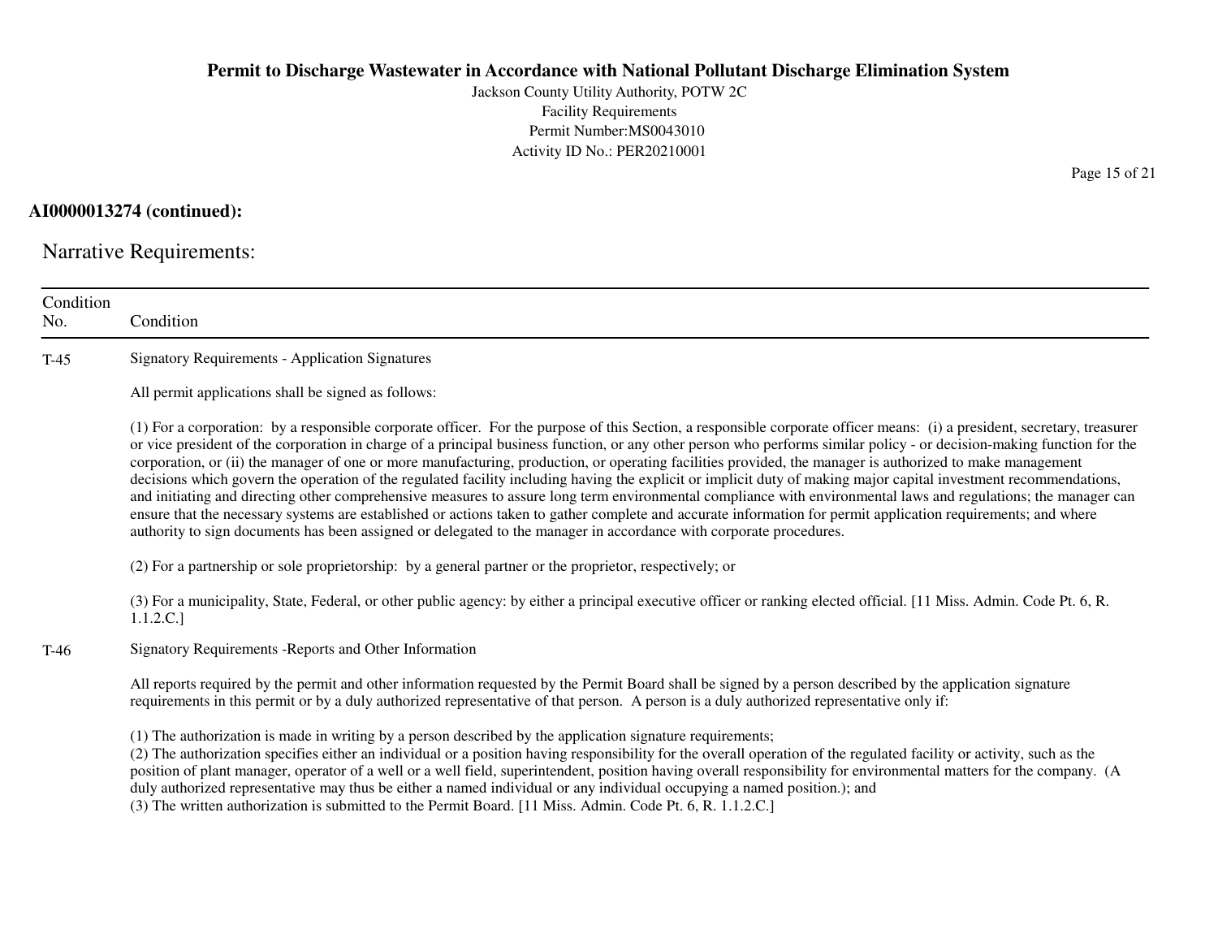**AI0000013274 (continued):**

## Narrative Requirements:

| Condition No. | Condition |
| --- | --- |
| T-45 | Signatory Requirements - Application Signatures<br><br>All permit applications shall be signed as follows:<br><br>(1) For a corporation: by a responsible corporate officer. For the purpose of this Section, a responsible corporate officer means: (i) a president, secretary, treasurer or vice president of the corporation in charge of a principal business function, or any other person who performs similar policy - or decision-making function for the corporation, or (ii) the manager of one or more manufacturing, production, or operating facilities provided, the manager is authorized to make management decisions which govern the operation of the regulated facility including having the explicit or implicit duty of making major capital investment recommendations, and initiating and directing other comprehensive measures to assure long term environmental compliance with environmental laws and regulations; the manager can ensure that the necessary systems are established or actions taken to gather complete and accurate information for permit application requirements; and where authority to sign documents has been assigned or delegated to the manager in accordance with corporate procedures.<br><br>(2) For a partnership or sole proprietorship: by a general partner or the proprietor, respectively; or<br><br>(3) For a municipality, State, Federal, or other public agency: by either a principal executive officer or ranking elected official. [11 Miss. Admin. Code Pt. 6, R. 1.1.2.C.] |
| T-46 | Signatory Requirements -Reports and Other Information<br><br>All reports required by the permit and other information requested by the Permit Board shall be signed by a person described by the application signature requirements in this permit or by a duly authorized representative of that person. A person is a duly authorized representative only if:<br><br>(1) The authorization is made in writing by a person described by the application signature requirements;<br>(2) The authorization specifies either an individual or a position having responsibility for the overall operation of the regulated facility or activity, such as the position of plant manager, operator of a well or a well field, superintendent, position having overall responsibility for environmental matters for the company. (A duly authorized representative may thus be either a named individual or any individual occupying a named position.); and<br>(3) The written authorization is submitted to the Permit Board. [11 Miss. Admin. Code Pt. 6, R. 1.1.2.C.] |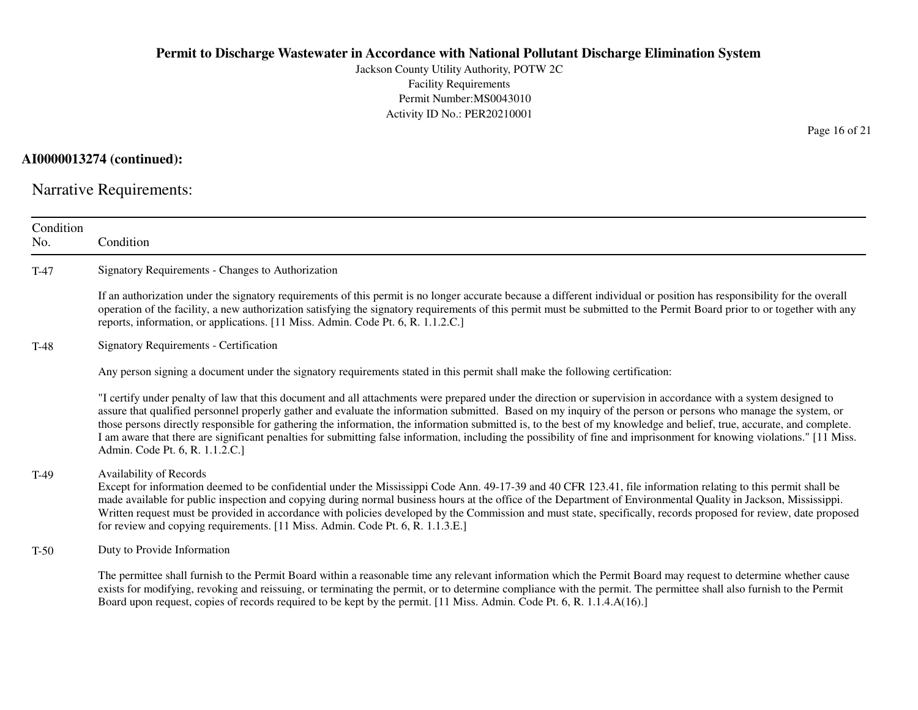**AI0000013274 (continued):**

## Narrative Requirements:

| Condition No. | Condition |
|---|---|
| T-47 | Signatory Requirements - Changes to Authorization<br><br>If an authorization under the signatory requirements of this permit is no longer accurate because a different individual or position has responsibility for the overall operation of the facility, a new authorization satisfying the signatory requirements of this permit must be submitted to the Permit Board prior to or together with any reports, information, or applications. [11 Miss. Admin. Code Pt. 6, R. 1.1.2.C.] |
| T-48 | Signatory Requirements - Certification<br><br>Any person signing a document under the signatory requirements stated in this permit shall make the following certification:<br><br>"I certify under penalty of law that this document and all attachments were prepared under the direction or supervision in accordance with a system designed to assure that qualified personnel properly gather and evaluate the information submitted. Based on my inquiry of the person or persons who manage the system, or those persons directly responsible for gathering the information, the information submitted is, to the best of my knowledge and belief, true, accurate, and complete. I am aware that there are significant penalties for submitting false information, including the possibility of fine and imprisonment for knowing violations." [11 Miss. Admin. Code Pt. 6, R. 1.1.2.C.] |
| T-49 | Availability of Records<br>Except for information deemed to be confidential under the Mississippi Code Ann. 49-17-39 and 40 CFR 123.41, file information relating to this permit shall be made available for public inspection and copying during normal business hours at the office of the Department of Environmental Quality in Jackson, Mississippi. Written request must be provided in accordance with policies developed by the Commission and must state, specifically, records proposed for review, date proposed for review and copying requirements. [11 Miss. Admin. Code Pt. 6, R. 1.1.3.E.] |
| T-50 | Duty to Provide Information<br><br>The permittee shall furnish to the Permit Board within a reasonable time any relevant information which the Permit Board may request to determine whether cause exists for modifying, revoking and reissuing, or terminating the permit, or to determine compliance with the permit. The permittee shall also furnish to the Permit Board upon request, copies of records required to be kept by the permit. [11 Miss. Admin. Code Pt. 6, R. 1.1.4.A(16).] |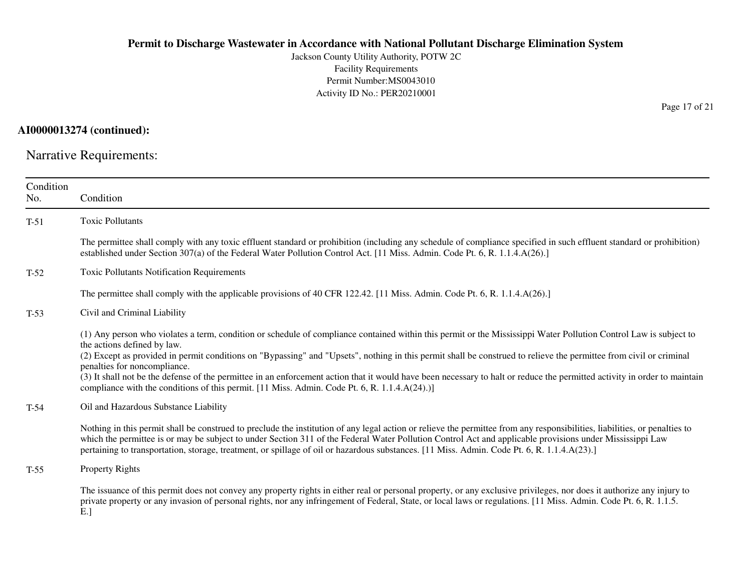**AI0000013274 (continued):**

## Narrative Requirements:

| Condition No. | Condition |
|---|---|
| T-51 | Toxic Pollutants<br><br>The permittee shall comply with any toxic effluent standard or prohibition (including any schedule of compliance specified in such effluent standard or prohibition) established under Section 307(a) of the Federal Water Pollution Control Act. [11 Miss. Admin. Code Pt. 6, R. 1.1.4.A(26).] |
| T-52 | Toxic Pollutants Notification Requirements<br><br>The permittee shall comply with the applicable provisions of 40 CFR 122.42. [11 Miss. Admin. Code Pt. 6, R. 1.1.4.A(26).] |
| T-53 | Civil and Criminal Liability<br><br>(1) Any person who violates a term, condition or schedule of compliance contained within this permit or the Mississippi Water Pollution Control Law is subject to the actions defined by law.<br>(2) Except as provided in permit conditions on "Bypassing" and "Upsets", nothing in this permit shall be construed to relieve the permittee from civil or criminal penalties for noncompliance.<br>(3) It shall not be the defense of the permittee in an enforcement action that it would have been necessary to halt or reduce the permitted activity in order to maintain compliance with the conditions of this permit. [11 Miss. Admin. Code Pt. 6, R. 1.1.4.A(24).)] |
| T-54 | Oil and Hazardous Substance Liability<br><br>Nothing in this permit shall be construed to preclude the institution of any legal action or relieve the permittee from any responsibilities, liabilities, or penalties to which the permittee is or may be subject to under Section 311 of the Federal Water Pollution Control Act and applicable provisions under Mississippi Law pertaining to transportation, storage, treatment, or spillage of oil or hazardous substances. [11 Miss. Admin. Code Pt. 6, R. 1.1.4.A(23).] |
| T-55 | Property Rights<br><br>The issuance of this permit does not convey any property rights in either real or personal property, or any exclusive privileges, nor does it authorize any injury to private property or any invasion of personal rights, nor any infringement of Federal, State, or local laws or regulations. [11 Miss. Admin. Code Pt. 6, R. 1.1.5. E.] |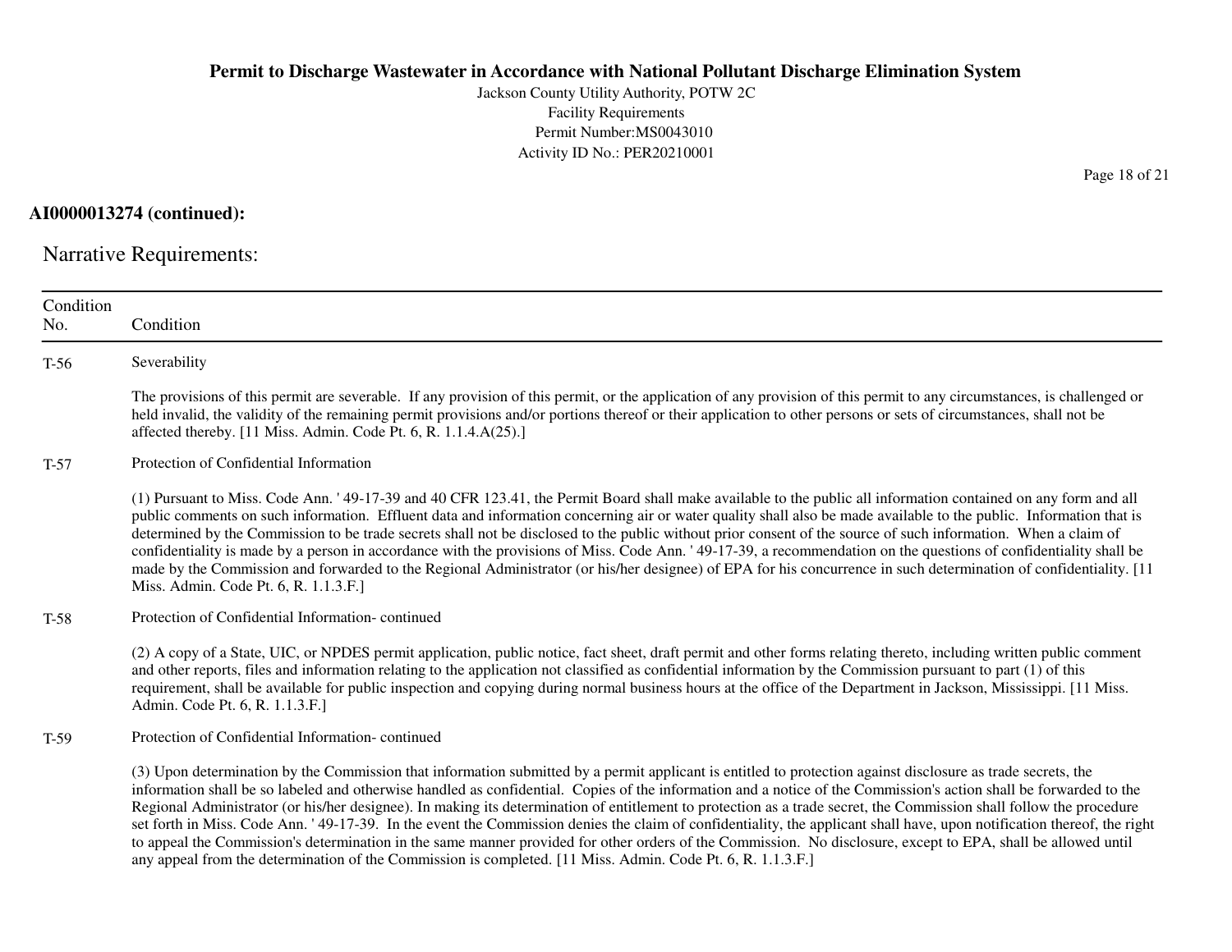**AI0000013274 (continued):**

## Narrative Requirements:

| Condition No. | Condition |
|---|---|
| T-56 | Severability<br><br>The provisions of this permit are severable. If any provision of this permit, or the application of any provision of this permit to any circumstances, is challenged or held invalid, the validity of the remaining permit provisions and/or portions thereof or their application to other persons or sets of circumstances, shall not be affected thereby. [11 Miss. Admin. Code Pt. 6, R. 1.1.4.A(25).] |
| T-57 | Protection of Confidential Information<br><br>(1) Pursuant to Miss. Code Ann. ' 49-17-39 and 40 CFR 123.41, the Permit Board shall make available to the public all information contained on any form and all public comments on such information. Effluent data and information concerning air or water quality shall also be made available to the public. Information that is determined by the Commission to be trade secrets shall not be disclosed to the public without prior consent of the source of such information. When a claim of confidentiality is made by a person in accordance with the provisions of Miss. Code Ann. ' 49-17-39, a recommendation on the questions of confidentiality shall be made by the Commission and forwarded to the Regional Administrator (or his/her designee) of EPA for his concurrence in such determination of confidentiality. [11 Miss. Admin. Code Pt. 6, R. 1.1.3.F.] |
| T-58 | Protection of Confidential Information- continued<br><br>(2) A copy of a State, UIC, or NPDES permit application, public notice, fact sheet, draft permit and other forms relating thereto, including written public comment and other reports, files and information relating to the application not classified as confidential information by the Commission pursuant to part (1) of this requirement, shall be available for public inspection and copying during normal business hours at the office of the Department in Jackson, Mississippi. [11 Miss. Admin. Code Pt. 6, R. 1.1.3.F.] |
| T-59 | Protection of Confidential Information- continued<br><br>(3) Upon determination by the Commission that information submitted by a permit applicant is entitled to protection against disclosure as trade secrets, the information shall be so labeled and otherwise handled as confidential. Copies of the information and a notice of the Commission's action shall be forwarded to the Regional Administrator (or his/her designee). In making its determination of entitlement to protection as a trade secret, the Commission shall follow the procedure set forth in Miss. Code Ann. ' 49-17-39. In the event the Commission denies the claim of confidentiality, the applicant shall have, upon notification thereof, the right to appeal the Commission's determination in the same manner provided for other orders of the Commission. No disclosure, except to EPA, shall be allowed until any appeal from the determination of the Commission is completed. [11 Miss. Admin. Code Pt. 6, R. 1.1.3.F.] |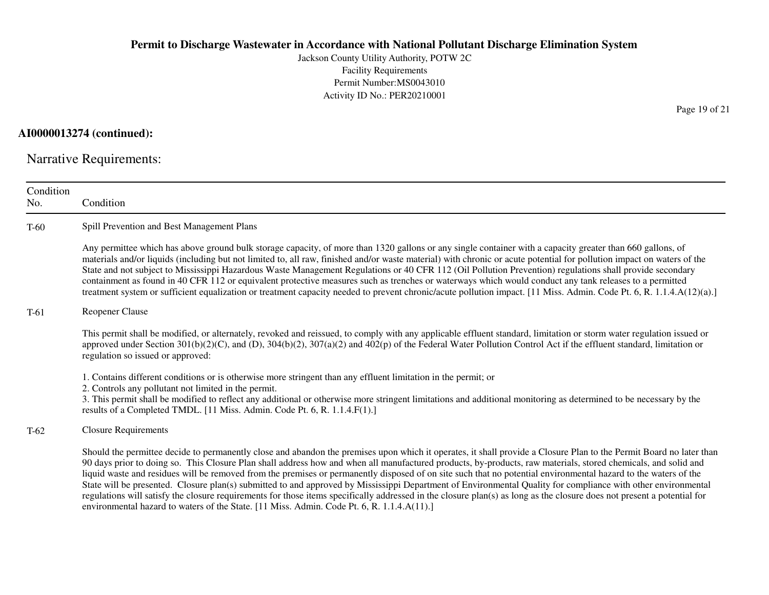**AI0000013274 (continued):**

## Narrative Requirements:

| Condition No. | Condition |
|---|---|
| T-60 | Spill Prevention and Best Management Plans<br><br>Any permittee which has above ground bulk storage capacity, of more than 1320 gallons or any single container with a capacity greater than 660 gallons, of materials and/or liquids (including but not limited to, all raw, finished and/or waste material) with chronic or acute potential for pollution impact on waters of the State and not subject to Mississippi Hazardous Waste Management Regulations or 40 CFR 112 (Oil Pollution Prevention) regulations shall provide secondary containment as found in 40 CFR 112 or equivalent protective measures such as trenches or waterways which would conduct any tank releases to a permitted treatment system or sufficient equalization or treatment capacity needed to prevent chronic/acute pollution impact. [11 Miss. Admin. Code Pt. 6, R. 1.1.4.A(12)(a).] |
| T-61 | Reopener Clause<br><br>This permit shall be modified, or alternately, revoked and reissued, to comply with any applicable effluent standard, limitation or storm water regulation issued or approved under Section 301(b)(2)(C), and (D), 304(b)(2), 307(a)(2) and 402(p) of the Federal Water Pollution Control Act if the effluent standard, limitation or regulation so issued or approved:<br><br>1. Contains different conditions or is otherwise more stringent than any effluent limitation in the permit; or<br>2. Controls any pollutant not limited in the permit.<br>3. This permit shall be modified to reflect any additional or otherwise more stringent limitations and additional monitoring as determined to be necessary by the results of a Completed TMDL. [11 Miss. Admin. Code Pt. 6, R. 1.1.4.F(1).] |
| T-62 | Closure Requirements<br><br>Should the permittee decide to permanently close and abandon the premises upon which it operates, it shall provide a Closure Plan to the Permit Board no later than 90 days prior to doing so. This Closure Plan shall address how and when all manufactured products, by-products, raw materials, stored chemicals, and solid and liquid waste and residues will be removed from the premises or permanently disposed of on site such that no potential environmental hazard to the waters of the State will be presented. Closure plan(s) submitted to and approved by Mississippi Department of Environmental Quality for compliance with other environmental regulations will satisfy the closure requirements for those items specifically addressed in the closure plan(s) as long as the closure does not present a potential for environmental hazard to waters of the State. [11 Miss. Admin. Code Pt. 6, R. 1.1.4.A(11).] |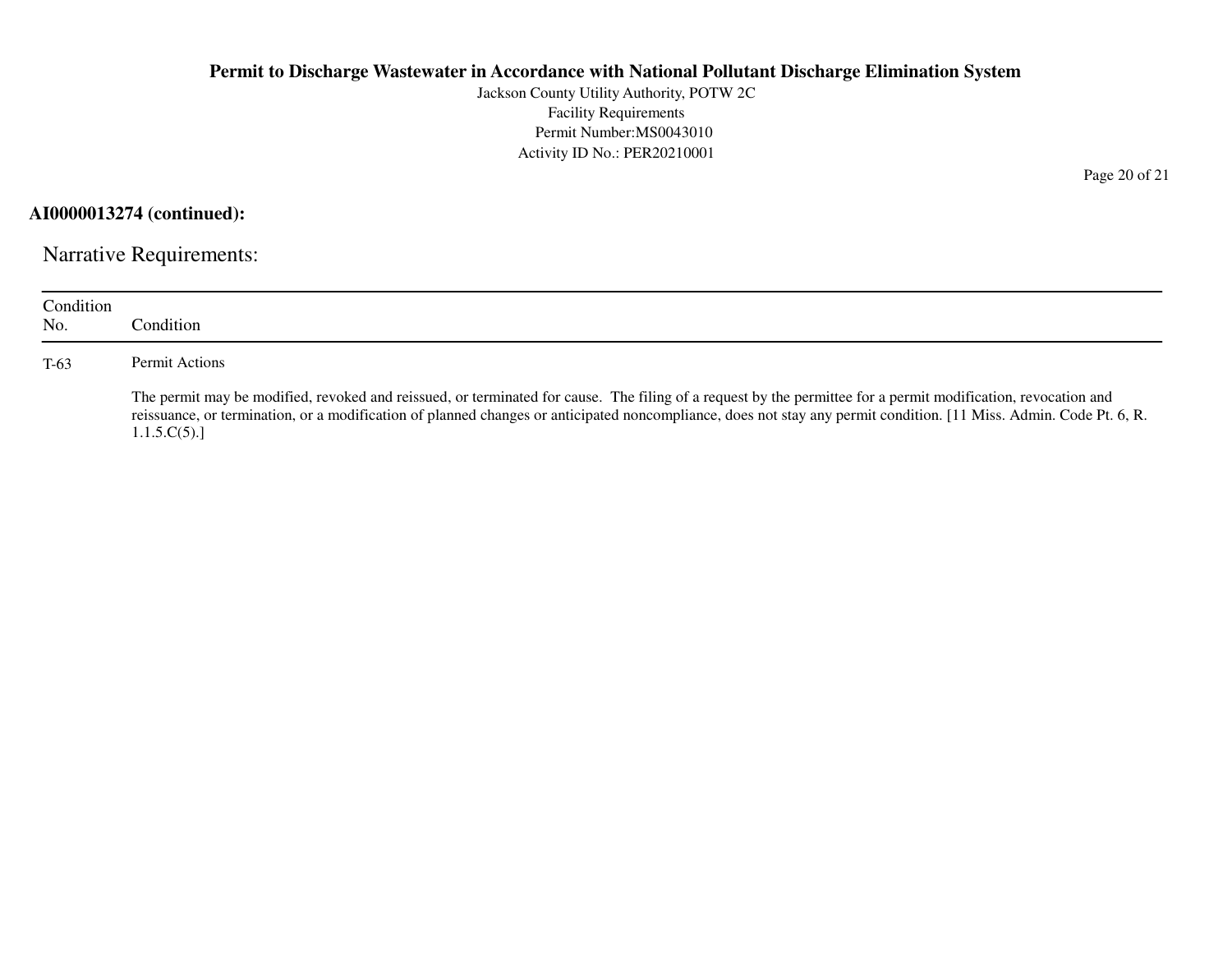**AI0000013274 (continued):**

## Narrative Requirements:

| Condition No. | Condition |
|---|---|
| T-63 | Permit Actions<br><br>The permit may be modified, revoked and reissued, or terminated for cause. The filing of a request by the permittee for a permit modification, revocation and reissuance, or termination, or a modification of planned changes or anticipated noncompliance, does not stay any permit condition. [11 Miss. Admin. Code Pt. 6, R. 1.1.5.C(5).] |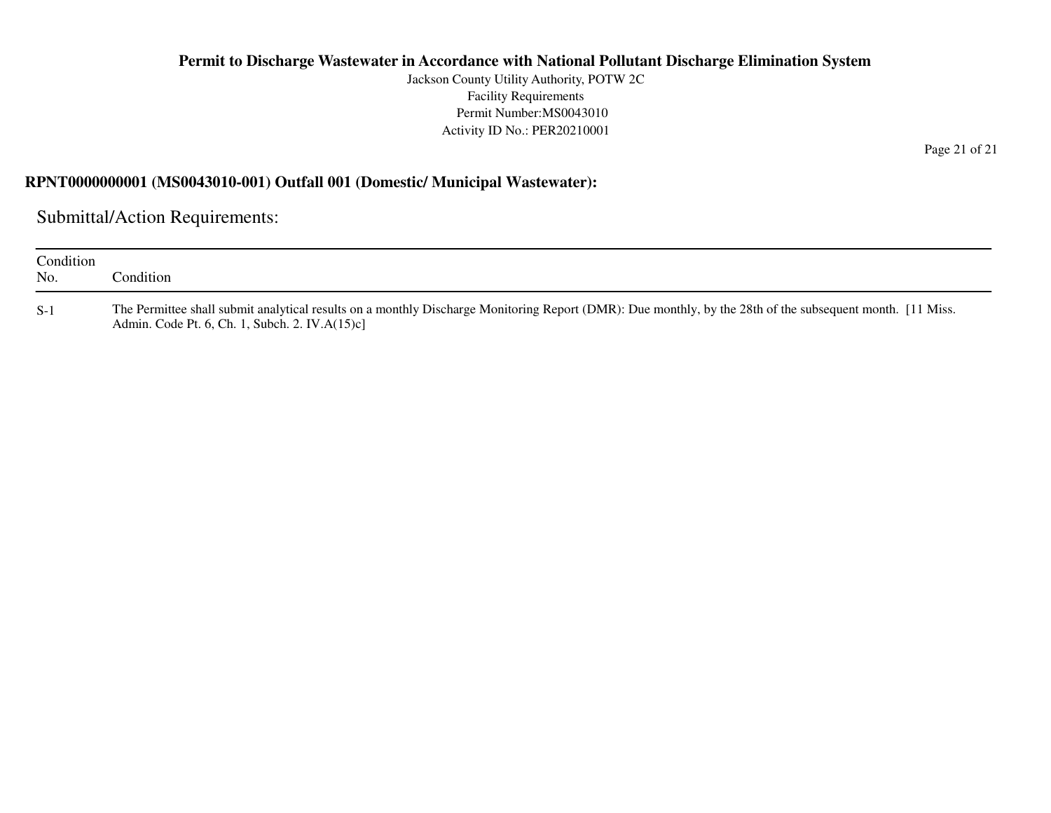**RPNT0000000001 (MS0043010-001) Outfall 001 (Domestic/ Municipal Wastewater):**

## Submittal/Action Requirements:

| Condition No. | Condition |
|---|---|
| S-1 | The Permittee shall submit analytical results on a monthly Discharge Monitoring Report (DMR): Due monthly, by the 28th of the subsequent month. [11 Miss. Admin. Code Pt. 6, Ch. 1, Subch. 2. IV.A(15)c] |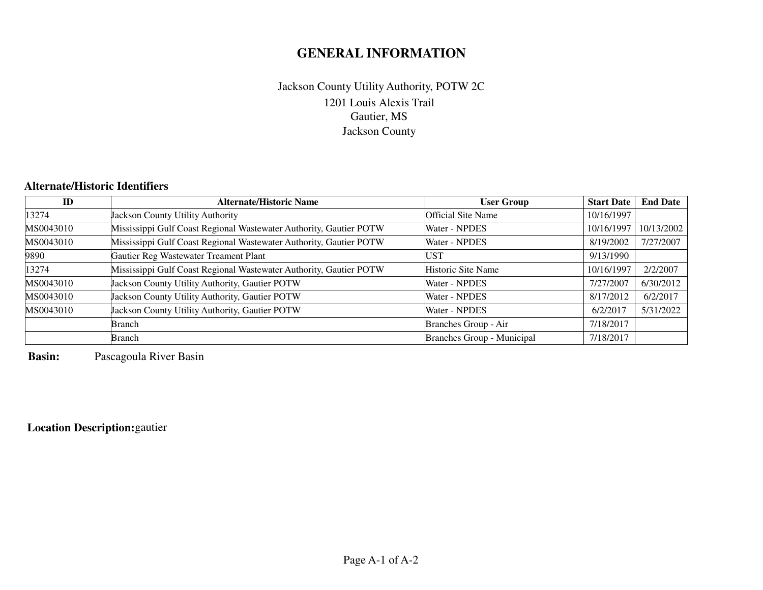# GENERAL INFORMATION

Jackson County Utility Authority, POTW 2C
1201 Louis Alexis Trail
Gautier, MS
Jackson County

**Alternate/Historic Identifiers**

| ID | Alternate/Historic Name | User Group | Start Date | End Date |
|---|---|---|---|---|
| 13274 | Jackson County Utility Authority | Official Site Name | 10/16/1997 | |
| MS0043010 | Mississippi Gulf Coast Regional Wastewater Authority, Gautier POTW | Water - NPDES | 10/16/1997 | 10/13/2002 |
| MS0043010 | Mississippi Gulf Coast Regional Wastewater Authority, Gautier POTW | Water - NPDES | 8/19/2002 | 7/27/2007 |
| 9890 | Gautier Reg Wastewater Treament Plant | UST | 9/13/1990 | |
| 13274 | Mississippi Gulf Coast Regional Wastewater Authority, Gautier POTW | Historic Site Name | 10/16/1997 | 2/2/2007 |
| MS0043010 | Jackson County Utility Authority, Gautier POTW | Water - NPDES | 7/27/2007 | 6/30/2012 |
| MS0043010 | Jackson County Utility Authority, Gautier POTW | Water - NPDES | 8/17/2012 | 6/2/2017 |
| MS0043010 | Jackson County Utility Authority, Gautier POTW | Water - NPDES | 6/2/2017 | 5/31/2022 |
| | Branch | Branches Group - Air | 7/18/2017 | |
| | Branch | Branches Group - Municipal | 7/18/2017 | |

**Basin:** Pascagoula River Basin

**Location Description:** gautier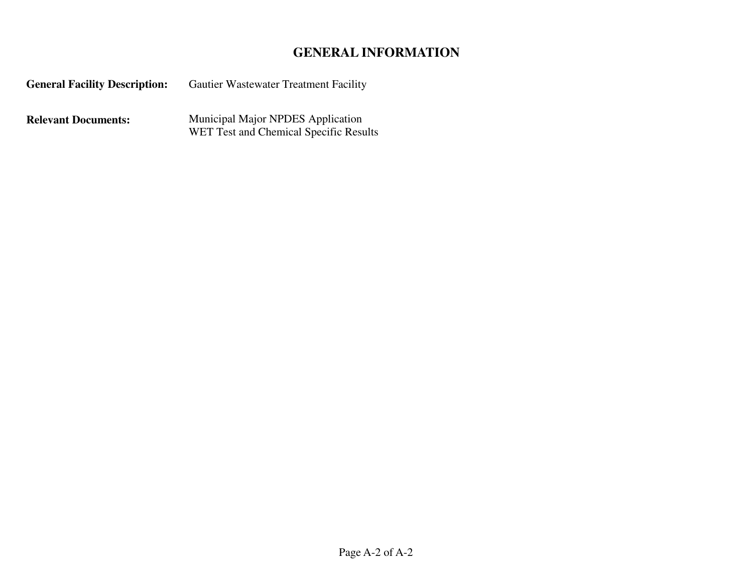# GENERAL INFORMATION

**General Facility Description:** Gautier Wastewater Treatment Facility

**Relevant Documents:** Municipal Major NPDES Application
WET Test and Chemical Specific Results